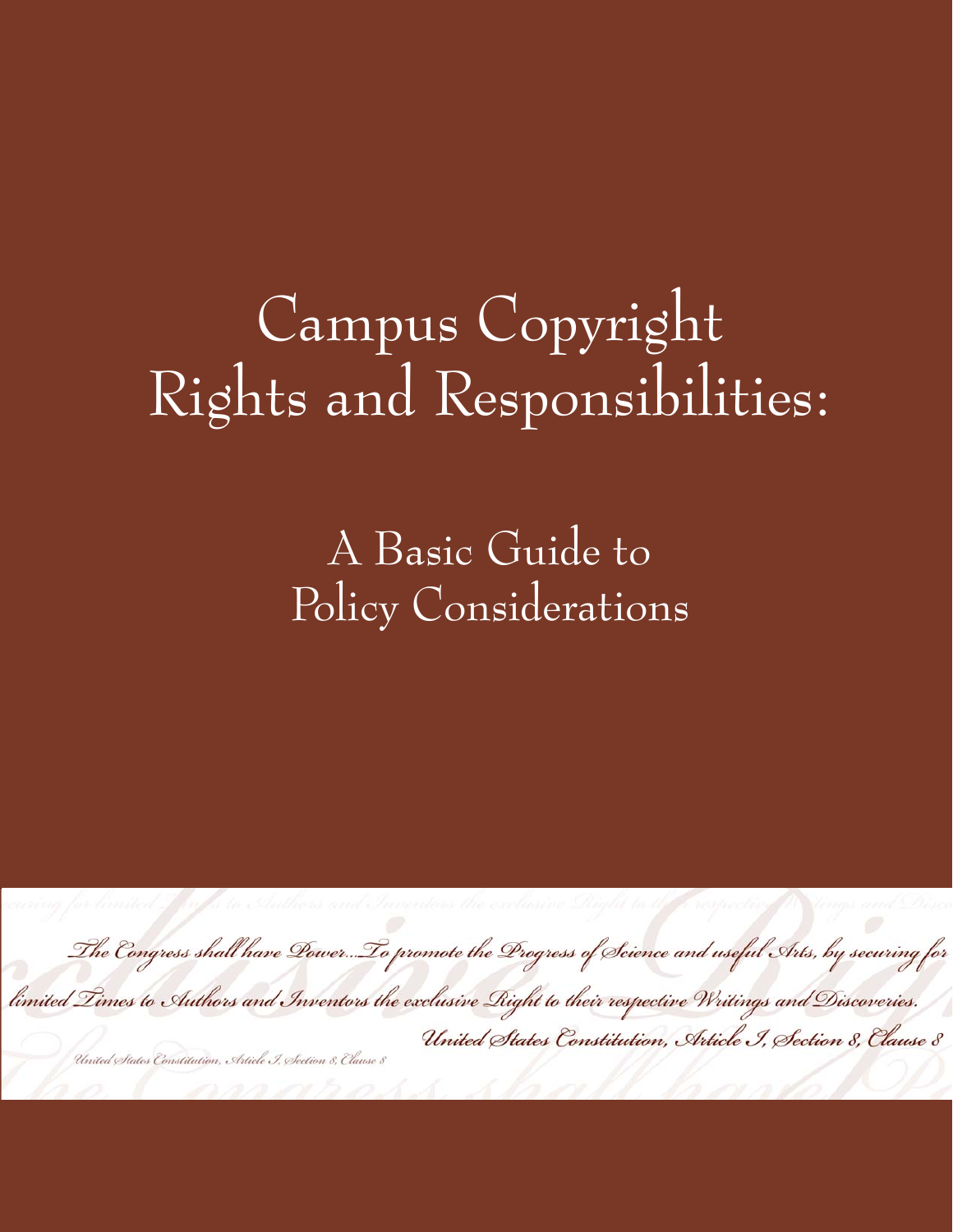# Campus Copyright Rights and Responsibilities:

## A Basic Guide to Policy Considerations

*The Congress shall have Power...To promote the Progress of Science and useful Arts, by securing for limited Times to Authors and Inventors the exclusive Right to their respective Writings and Discoveries.*

*United States Constitution, Article I, Section 8, Clause 8*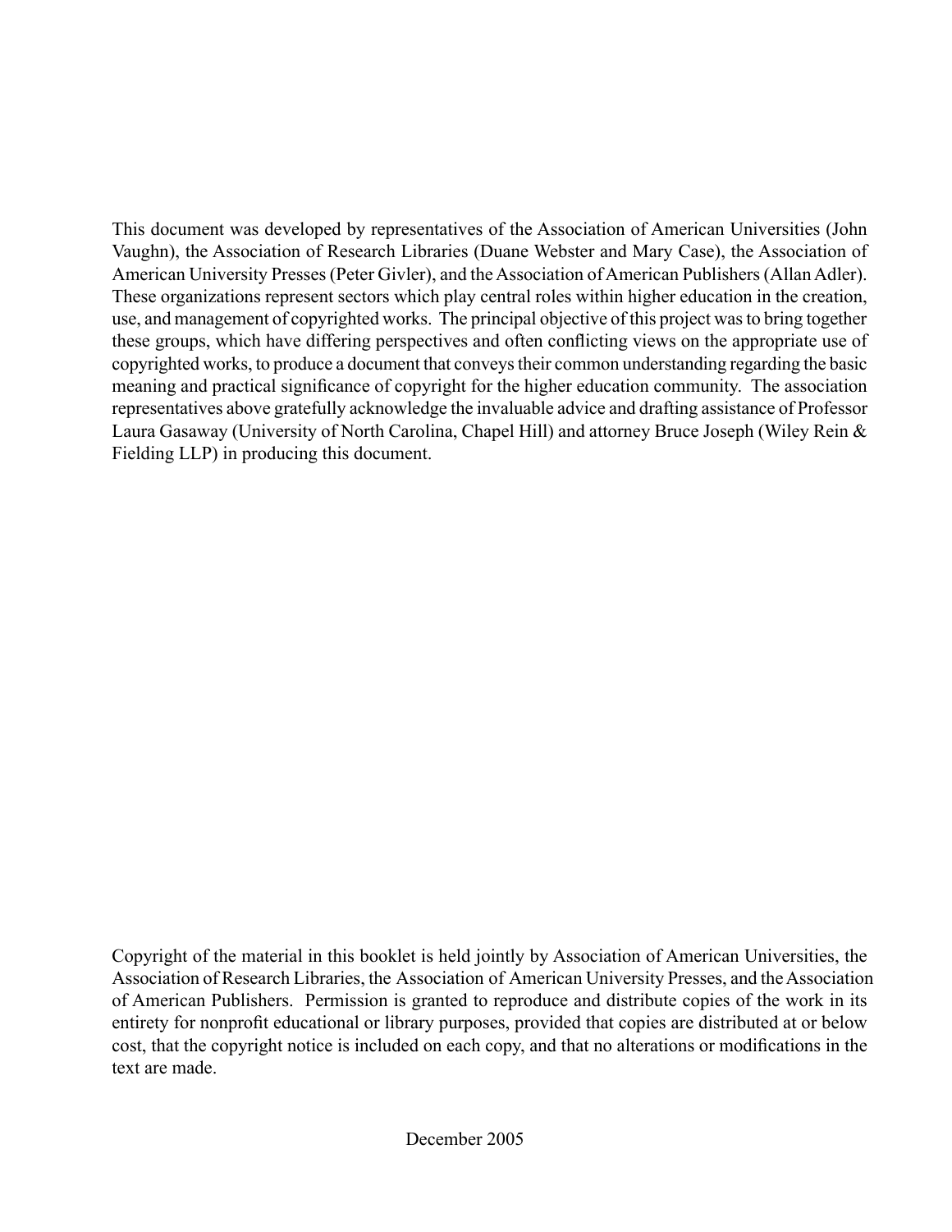This document was developed by representatives of the Association of American Universities (John Vaughn), the Association of Research Libraries (Duane Webster and Mary Case), the Association of American University Presses (Peter Givler), and the Association of American Publishers (Allan Adler). These organizations represent sectors which play central roles within higher education in the creation, use, and management of copyrighted works. The principal objective of this project was to bring together these groups, which have differing perspectives and often conflicting views on the appropriate use of copyrighted works, to produce a document that conveys their common understanding regarding the basic meaning and practical significance of copyright for the higher education community. The association representatives above gratefully acknowledge the invaluable advice and drafting assistance of Professor Laura Gasaway (University of North Carolina, Chapel Hill) and attorney Bruce Joseph (Wiley Rein & Fielding LLP) in producing this document.

Copyright of the material in this booklet is held jointly by Association of American Universities, the Association of Research Libraries, the Association of American University Presses, and the Association of American Publishers. Permission is granted to reproduce and distribute copies of the work in its entirety for nonprofit educational or library purposes, provided that copies are distributed at or below cost, that the copyright notice is included on each copy, and that no alterations or modifications in the text are made.

December 2005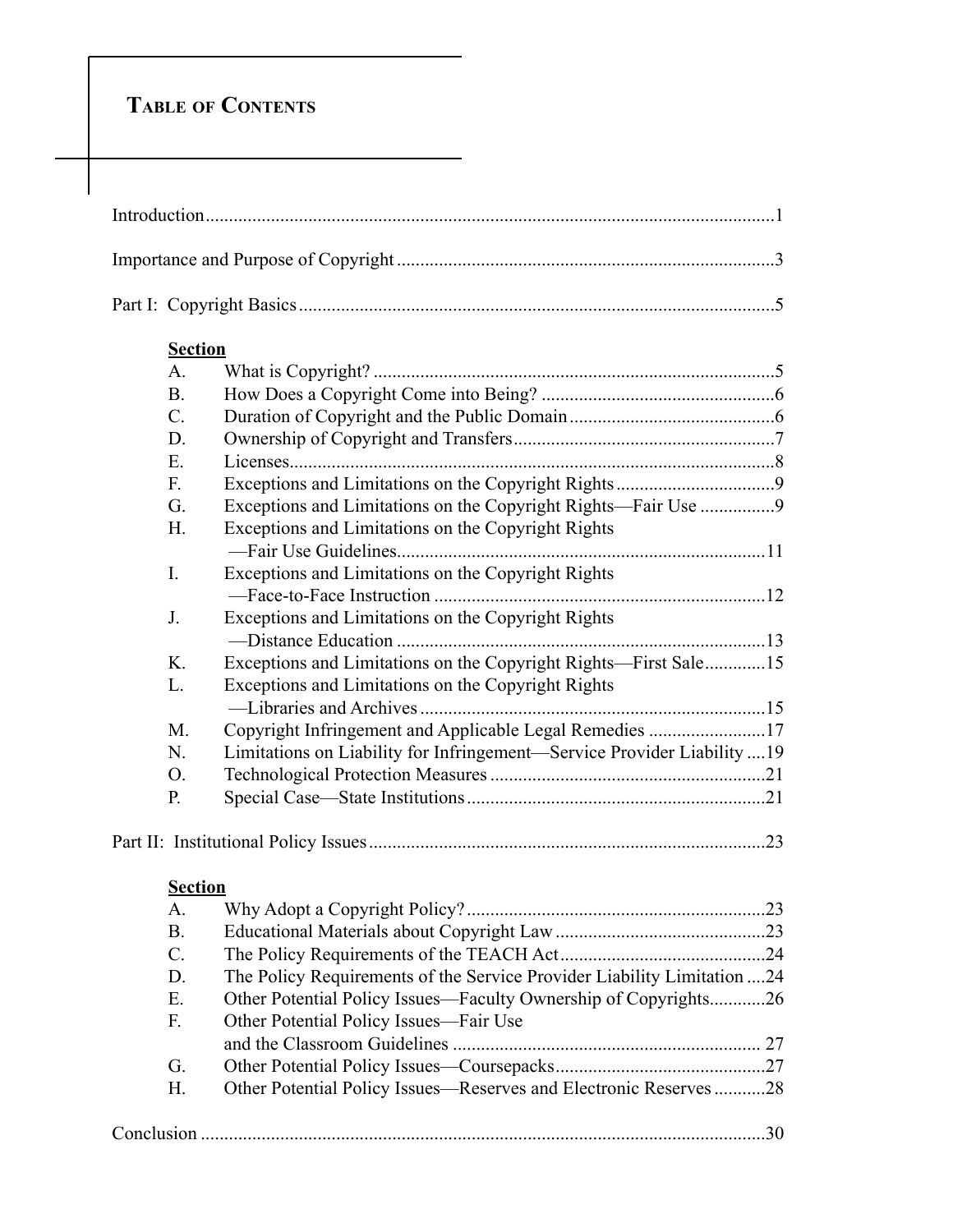# Table of Contents

Introduction.........................................................................................................................1

Importance and Purpose of Copyright .................................................................................3

Part I: Copyright Basics......................................................................................................5

**Section**

A. What is Copyright? ......................................................................................5
B. How Does a Copyright Come into Being? ..................................................6
C. Duration of Copyright and the Public Domain ............................................6
D. Ownership of Copyright and Transfers........................................................7
E. Licenses........................................................................................................8
F. Exceptions and Limitations on the Copyright Rights..................................9
G. Exceptions and Limitations on the Copyright Rights—Fair Use ................9
H. Exceptions and Limitations on the Copyright Rights —Fair Use Guidelines...............................................................................11
I. Exceptions and Limitations on the Copyright Rights —Face-to-Face Instruction .......................................................................12
J. Exceptions and Limitations on the Copyright Rights —Distance Education ...............................................................................13
K. Exceptions and Limitations on the Copyright Rights—First Sale.............15
L. Exceptions and Limitations on the Copyright Rights —Libraries and Archives ..........................................................................15
M. Copyright Infringement and Applicable Legal Remedies .........................17
N. Limitations on Liability for Infringement—Service Provider Liability ....19
O. Technological Protection Measures ...........................................................21
P. Special Case—State Institutions................................................................21

Part II: Institutional Policy Issues.....................................................................................23

**Section**

A. Why Adopt a Copyright Policy?................................................................23
B. Educational Materials about Copyright Law.............................................23
C. The Policy Requirements of the TEACH Act............................................24
D. The Policy Requirements of the Service Provider Liability Limitation ....24
E. Other Potential Policy Issues—Faculty Ownership of Copyrights............26
F. Other Potential Policy Issues—Fair Use and the Classroom Guidelines .................................................................. 27
G. Other Potential Policy Issues—Coursepacks.............................................27
H. Other Potential Policy Issues—Reserves and Electronic Reserves ...........28

Conclusion .........................................................................................................................30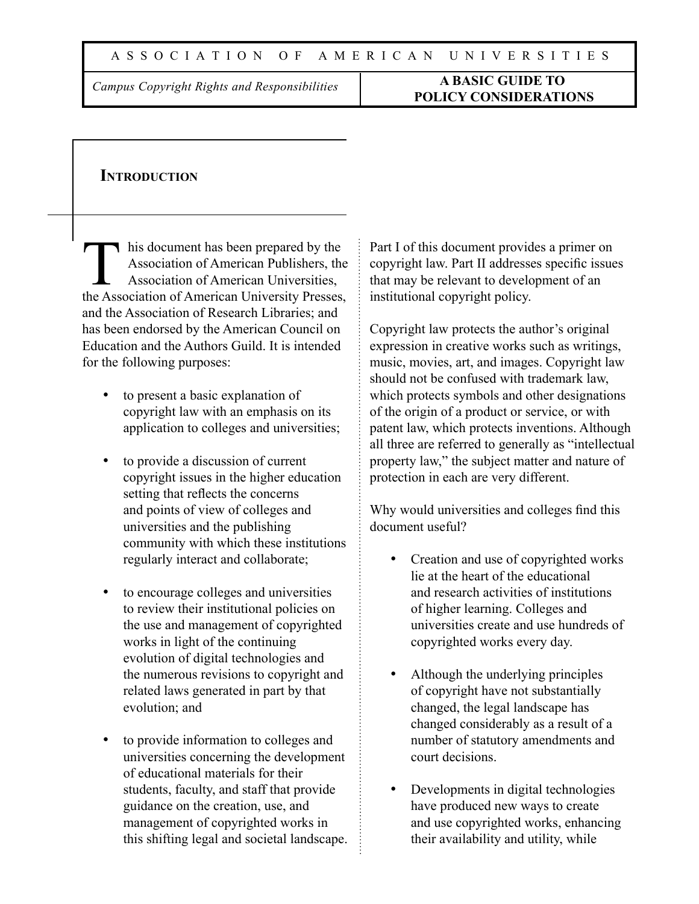## Introduction

This document has been prepared by the Association of American Publishers, the Association of American Universities, the Association of American University Presses, and the Association of Research Libraries; and has been endorsed by the American Council on Education and the Authors Guild. It is intended for the following purposes:

- to present a basic explanation of copyright law with an emphasis on its application to colleges and universities;
- to provide a discussion of current copyright issues in the higher education setting that reflects the concerns and points of view of colleges and universities and the publishing community with which these institutions regularly interact and collaborate;
- to encourage colleges and universities to review their institutional policies on the use and management of copyrighted works in light of the continuing evolution of digital technologies and the numerous revisions to copyright and related laws generated in part by that evolution; and
- to provide information to colleges and universities concerning the development of educational materials for their students, faculty, and staff that provide guidance on the creation, use, and management of copyrighted works in this shifting legal and societal landscape.

Part I of this document provides a primer on copyright law. Part II addresses specific issues that may be relevant to development of an institutional copyright policy.

Copyright law protects the author's original expression in creative works such as writings, music, movies, art, and images. Copyright law should not be confused with trademark law, which protects symbols and other designations of the origin of a product or service, or with patent law, which protects inventions. Although all three are referred to generally as "intellectual property law," the subject matter and nature of protection in each are very different.

Why would universities and colleges find this document useful?

- Creation and use of copyrighted works lie at the heart of the educational and research activities of institutions of higher learning. Colleges and universities create and use hundreds of copyrighted works every day.
- Although the underlying principles of copyright have not substantially changed, the legal landscape has changed considerably as a result of a number of statutory amendments and court decisions.
- Developments in digital technologies have produced new ways to create and use copyrighted works, enhancing their availability and utility, while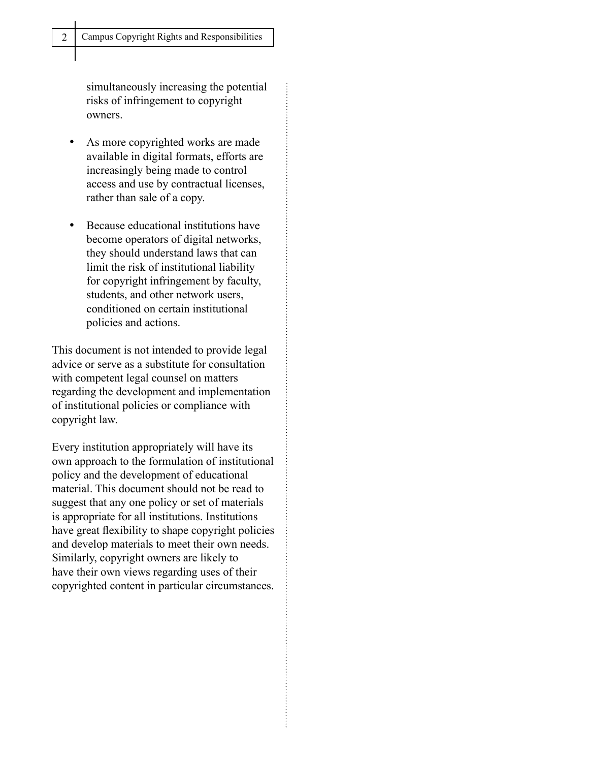simultaneously increasing the potential risks of infringement to copyright owners.

- As more copyrighted works are made available in digital formats, efforts are increasingly being made to control access and use by contractual licenses, rather than sale of a copy.
- Because educational institutions have become operators of digital networks, they should understand laws that can limit the risk of institutional liability for copyright infringement by faculty, students, and other network users, conditioned on certain institutional policies and actions.

This document is not intended to provide legal advice or serve as a substitute for consultation with competent legal counsel on matters regarding the development and implementation of institutional policies or compliance with copyright law.

Every institution appropriately will have its own approach to the formulation of institutional policy and the development of educational material. This document should not be read to suggest that any one policy or set of materials is appropriate for all institutions. Institutions have great flexibility to shape copyright policies and develop materials to meet their own needs. Similarly, copyright owners are likely to have their own views regarding uses of their copyrighted content in particular circumstances.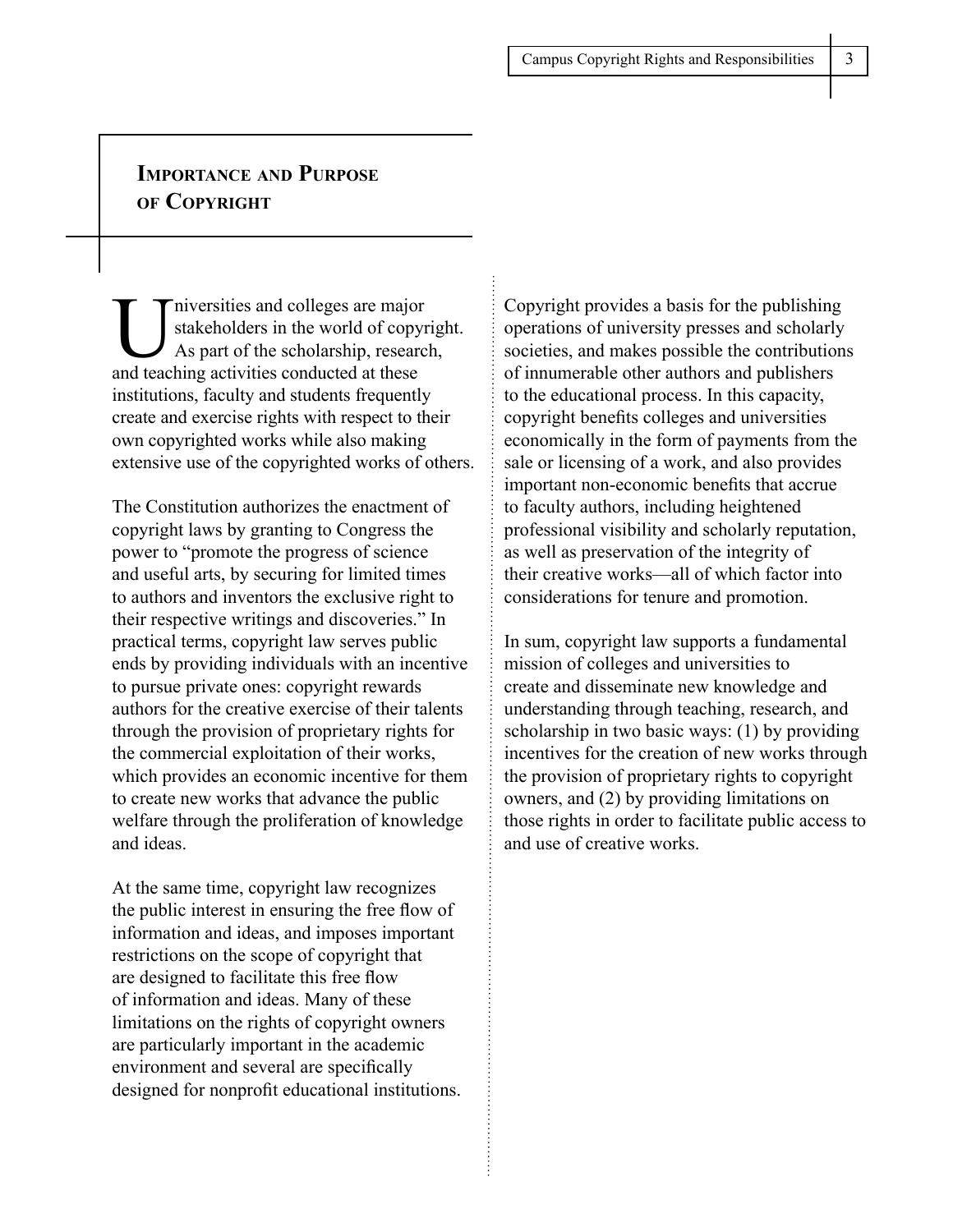## Importance and Purpose of Copyright

Universities and colleges are major stakeholders in the world of copyright. As part of the scholarship, research, and teaching activities conducted at these institutions, faculty and students frequently create and exercise rights with respect to their own copyrighted works while also making extensive use of the copyrighted works of others.

The Constitution authorizes the enactment of copyright laws by granting to Congress the power to "promote the progress of science and useful arts, by securing for limited times to authors and inventors the exclusive right to their respective writings and discoveries." In practical terms, copyright law serves public ends by providing individuals with an incentive to pursue private ones: copyright rewards authors for the creative exercise of their talents through the provision of proprietary rights for the commercial exploitation of their works, which provides an economic incentive for them to create new works that advance the public welfare through the proliferation of knowledge and ideas.

At the same time, copyright law recognizes the public interest in ensuring the free flow of information and ideas, and imposes important restrictions on the scope of copyright that are designed to facilitate this free flow of information and ideas. Many of these limitations on the rights of copyright owners are particularly important in the academic environment and several are specifically designed for nonprofit educational institutions.

Copyright provides a basis for the publishing operations of university presses and scholarly societies, and makes possible the contributions of innumerable other authors and publishers to the educational process. In this capacity, copyright benefits colleges and universities economically in the form of payments from the sale or licensing of a work, and also provides important non-economic benefits that accrue to faculty authors, including heightened professional visibility and scholarly reputation, as well as preservation of the integrity of their creative works—all of which factor into considerations for tenure and promotion.

In sum, copyright law supports a fundamental mission of colleges and universities to create and disseminate new knowledge and understanding through teaching, research, and scholarship in two basic ways: (1) by providing incentives for the creation of new works through the provision of proprietary rights to copyright owners, and (2) by providing limitations on those rights in order to facilitate public access to and use of creative works.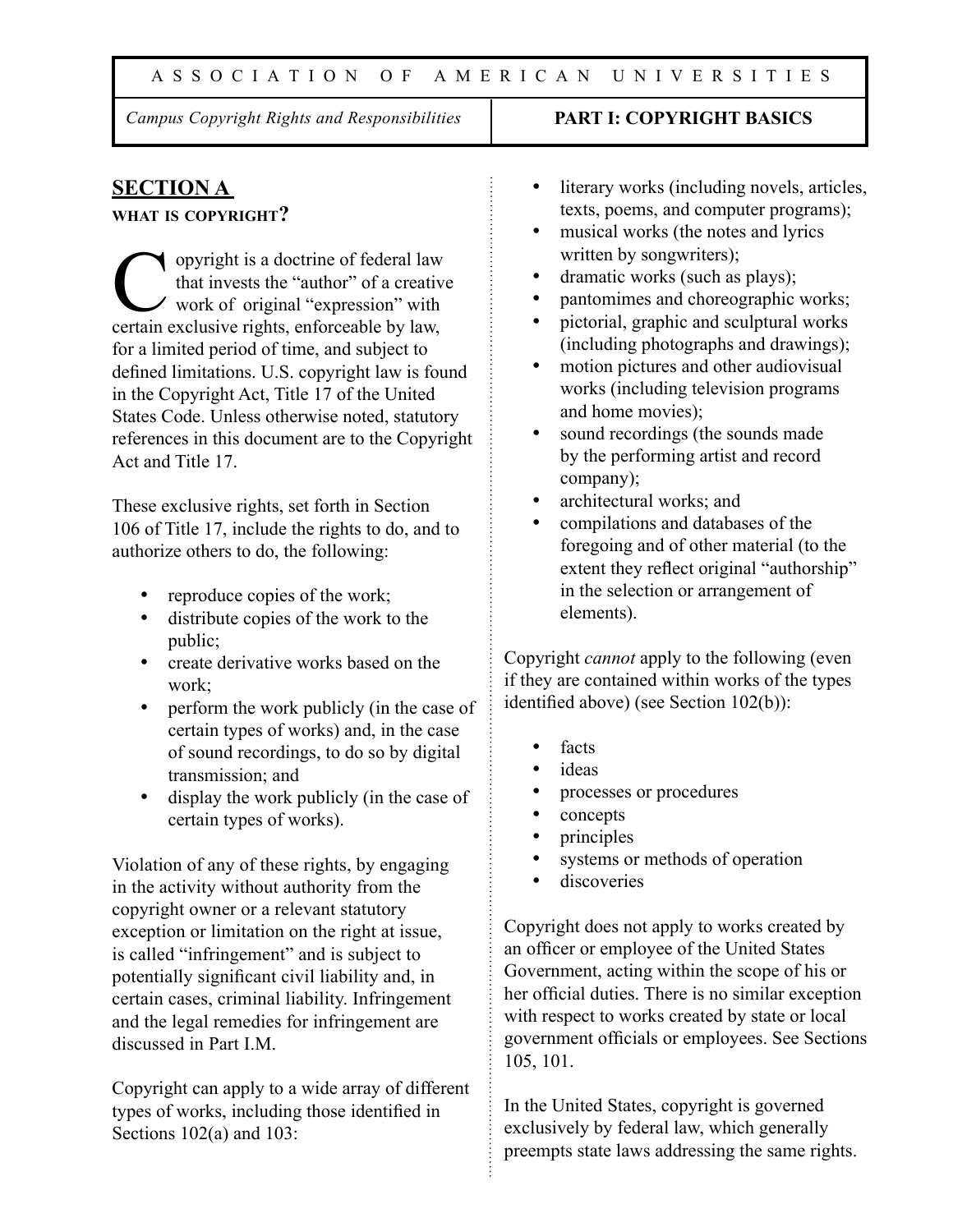## SECTION A

### WHAT IS COPYRIGHT?

Copyright is a doctrine of federal law that invests the "author" of a creative work of original "expression" with certain exclusive rights, enforceable by law, for a limited period of time, and subject to defined limitations. U.S. copyright law is found in the Copyright Act, Title 17 of the United States Code. Unless otherwise noted, statutory references in this document are to the Copyright Act and Title 17.

These exclusive rights, set forth in Section 106 of Title 17, include the rights to do, and to authorize others to do, the following:

- reproduce copies of the work;
- distribute copies of the work to the public;
- create derivative works based on the work;
- perform the work publicly (in the case of certain types of works) and, in the case of sound recordings, to do so by digital transmission; and
- display the work publicly (in the case of certain types of works).

Violation of any of these rights, by engaging in the activity without authority from the copyright owner or a relevant statutory exception or limitation on the right at issue, is called "infringement" and is subject to potentially significant civil liability and, in certain cases, criminal liability. Infringement and the legal remedies for infringement are discussed in Part I.M.

Copyright can apply to a wide array of different types of works, including those identified in Sections 102(a) and 103:

- literary works (including novels, articles, texts, poems, and computer programs);
- musical works (the notes and lyrics written by songwriters);
- dramatic works (such as plays);
- pantomimes and choreographic works;
- pictorial, graphic and sculptural works (including photographs and drawings);
- motion pictures and other audiovisual works (including television programs and home movies);
- sound recordings (the sounds made by the performing artist and record company);
- architectural works; and
- compilations and databases of the foregoing and of other material (to the extent they reflect original "authorship" in the selection or arrangement of elements).

Copyright *cannot* apply to the following (even if they are contained within works of the types identified above) (see Section 102(b)):

- facts
- ideas
- processes or procedures
- concepts
- principles
- systems or methods of operation
- discoveries

Copyright does not apply to works created by an officer or employee of the United States Government, acting within the scope of his or her official duties. There is no similar exception with respect to works created by state or local government officials or employees. See Sections 105, 101.

In the United States, copyright is governed exclusively by federal law, which generally preempts state laws addressing the same rights.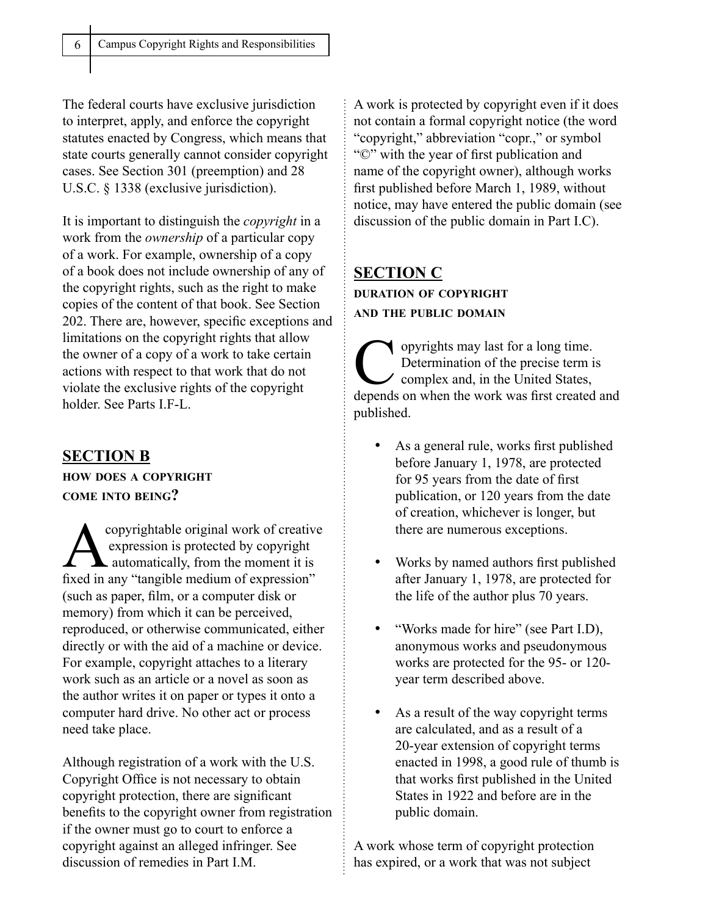The federal courts have exclusive jurisdiction to interpret, apply, and enforce the copyright statutes enacted by Congress, which means that state courts generally cannot consider copyright cases. See Section 301 (preemption) and 28 U.S.C. § 1338 (exclusive jurisdiction).

It is important to distinguish the *copyright* in a work from the *ownership* of a particular copy of a work. For example, ownership of a copy of a book does not include ownership of any of the copyright rights, such as the right to make copies of the content of that book. See Section 202. There are, however, specific exceptions and limitations on the copyright rights that allow the owner of a copy of a work to take certain actions with respect to that work that do not violate the exclusive rights of the copyright holder. See Parts I.F-L.

## SECTION B

### HOW DOES A COPYRIGHT COME INTO BEING?

A copyrightable original work of creative expression is protected by copyright automatically, from the moment it is fixed in any "tangible medium of expression" (such as paper, film, or a computer disk or memory) from which it can be perceived, reproduced, or otherwise communicated, either directly or with the aid of a machine or device. For example, copyright attaches to a literary work such as an article or a novel as soon as the author writes it on paper or types it onto a computer hard drive. No other act or process need take place.

Although registration of a work with the U.S. Copyright Office is not necessary to obtain copyright protection, there are significant benefits to the copyright owner from registration if the owner must go to court to enforce a copyright against an alleged infringer. See discussion of remedies in Part I.M.

A work is protected by copyright even if it does not contain a formal copyright notice (the word "copyright," abbreviation "copr.," or symbol "©" with the year of first publication and name of the copyright owner), although works first published before March 1, 1989, without notice, may have entered the public domain (see discussion of the public domain in Part I.C).

## SECTION C

### DURATION OF COPYRIGHT AND THE PUBLIC DOMAIN

Copyrights may last for a long time. Determination of the precise term is complex and, in the United States, depends on when the work was first created and published.

- As a general rule, works first published before January 1, 1978, are protected for 95 years from the date of first publication, or 120 years from the date of creation, whichever is longer, but there are numerous exceptions.
- Works by named authors first published after January 1, 1978, are protected for the life of the author plus 70 years.
- "Works made for hire" (see Part I.D), anonymous works and pseudonymous works are protected for the 95- or 120-year term described above.
- As a result of the way copyright terms are calculated, and as a result of a 20-year extension of copyright terms enacted in 1998, a good rule of thumb is that works first published in the United States in 1922 and before are in the public domain.

A work whose term of copyright protection has expired, or a work that was not subject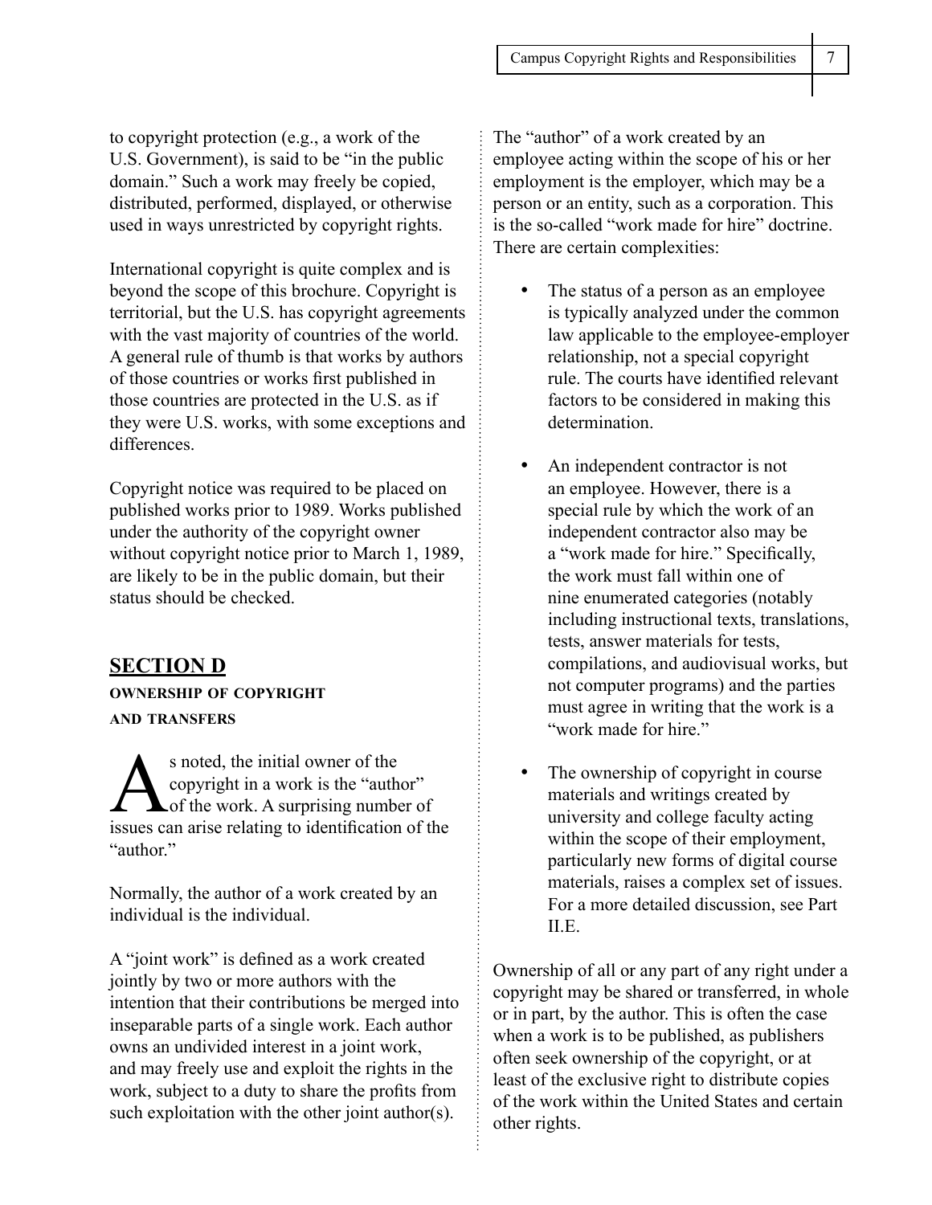to copyright protection (e.g., a work of the U.S. Government), is said to be "in the public domain." Such a work may freely be copied, distributed, performed, displayed, or otherwise used in ways unrestricted by copyright rights.

International copyright is quite complex and is beyond the scope of this brochure. Copyright is territorial, but the U.S. has copyright agreements with the vast majority of countries of the world. A general rule of thumb is that works by authors of those countries or works first published in those countries are protected in the U.S. as if they were U.S. works, with some exceptions and differences.

Copyright notice was required to be placed on published works prior to 1989. Works published under the authority of the copyright owner without copyright notice prior to March 1, 1989, are likely to be in the public domain, but their status should be checked.

## SECTION D

### OWNERSHIP OF COPYRIGHT AND TRANSFERS

As noted, the initial owner of the copyright in a work is the "author" of the work. A surprising number of issues can arise relating to identification of the "author."

Normally, the author of a work created by an individual is the individual.

A "joint work" is defined as a work created jointly by two or more authors with the intention that their contributions be merged into inseparable parts of a single work. Each author owns an undivided interest in a joint work, and may freely use and exploit the rights in the work, subject to a duty to share the profits from such exploitation with the other joint author(s).

The "author" of a work created by an employee acting within the scope of his or her employment is the employer, which may be a person or an entity, such as a corporation. This is the so-called "work made for hire" doctrine. There are certain complexities:

- The status of a person as an employee is typically analyzed under the common law applicable to the employee-employer relationship, not a special copyright rule. The courts have identified relevant factors to be considered in making this determination.
- An independent contractor is not an employee. However, there is a special rule by which the work of an independent contractor also may be a "work made for hire." Specifically, the work must fall within one of nine enumerated categories (notably including instructional texts, translations, tests, answer materials for tests, compilations, and audiovisual works, but not computer programs) and the parties must agree in writing that the work is a "work made for hire."
- The ownership of copyright in course materials and writings created by university and college faculty acting within the scope of their employment, particularly new forms of digital course materials, raises a complex set of issues. For a more detailed discussion, see Part II.E.

Ownership of all or any part of any right under a copyright may be shared or transferred, in whole or in part, by the author. This is often the case when a work is to be published, as publishers often seek ownership of the copyright, or at least of the exclusive right to distribute copies of the work within the United States and certain other rights.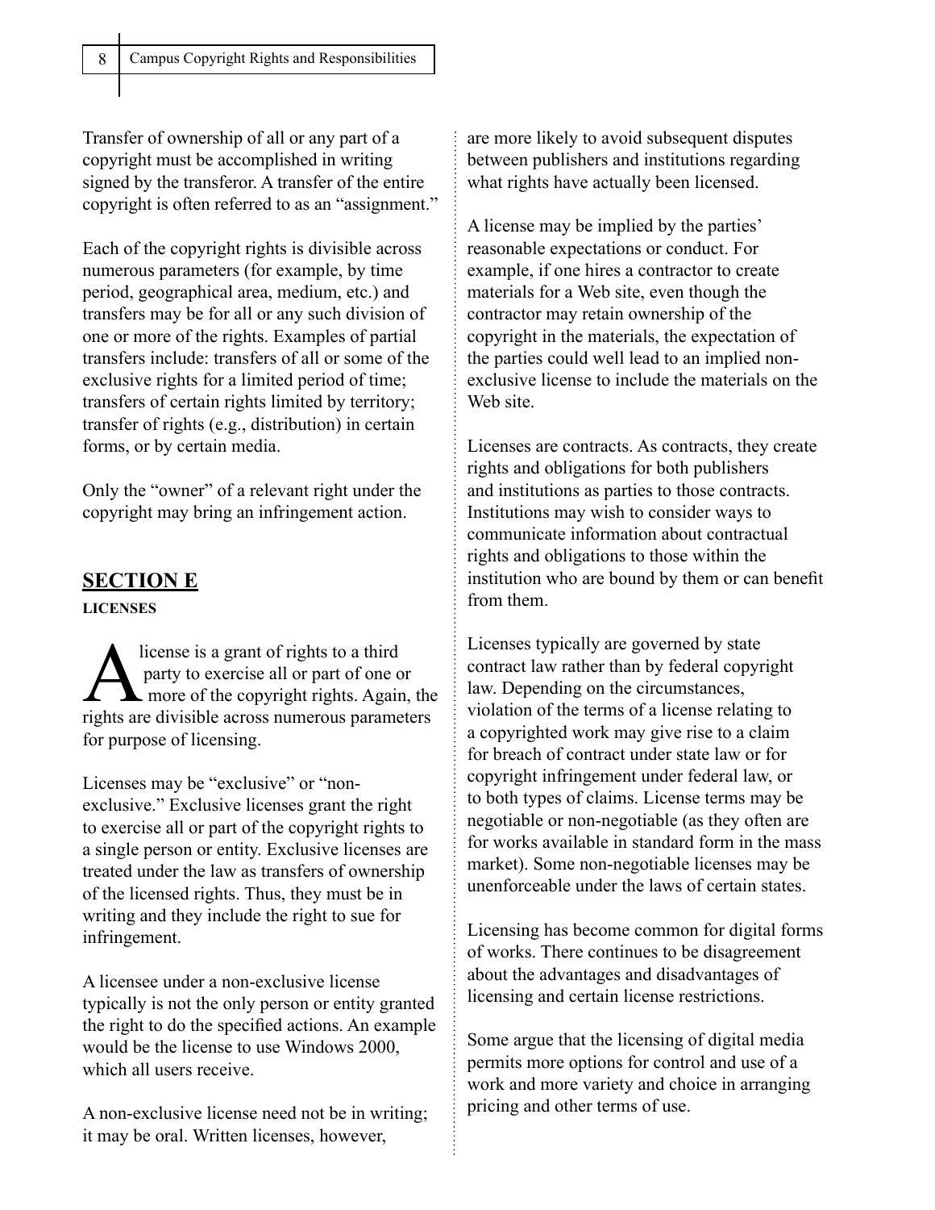Transfer of ownership of all or any part of a copyright must be accomplished in writing signed by the transferor. A transfer of the entire copyright is often referred to as an "assignment."

Each of the copyright rights is divisible across numerous parameters (for example, by time period, geographical area, medium, etc.) and transfers may be for all or any such division of one or more of the rights. Examples of partial transfers include: transfers of all or some of the exclusive rights for a limited period of time; transfers of certain rights limited by territory; transfer of rights (e.g., distribution) in certain forms, or by certain media.

Only the "owner" of a relevant right under the copyright may bring an infringement action.

## SECTION E

**LICENSES**

A license is a grant of rights to a third party to exercise all or part of one or more of the copyright rights. Again, the rights are divisible across numerous parameters for purpose of licensing.

Licenses may be "exclusive" or "non-exclusive." Exclusive licenses grant the right to exercise all or part of the copyright rights to a single person or entity. Exclusive licenses are treated under the law as transfers of ownership of the licensed rights. Thus, they must be in writing and they include the right to sue for infringement.

A licensee under a non-exclusive license typically is not the only person or entity granted the right to do the specified actions. An example would be the license to use Windows 2000, which all users receive.

A non-exclusive license need not be in writing; it may be oral. Written licenses, however, are more likely to avoid subsequent disputes between publishers and institutions regarding what rights have actually been licensed.

A license may be implied by the parties' reasonable expectations or conduct. For example, if one hires a contractor to create materials for a Web site, even though the contractor may retain ownership of the copyright in the materials, the expectation of the parties could well lead to an implied non-exclusive license to include the materials on the Web site.

Licenses are contracts. As contracts, they create rights and obligations for both publishers and institutions as parties to those contracts. Institutions may wish to consider ways to communicate information about contractual rights and obligations to those within the institution who are bound by them or can benefit from them.

Licenses typically are governed by state contract law rather than by federal copyright law. Depending on the circumstances, violation of the terms of a license relating to a copyrighted work may give rise to a claim for breach of contract under state law or for copyright infringement under federal law, or to both types of claims. License terms may be negotiable or non-negotiable (as they often are for works available in standard form in the mass market). Some non-negotiable licenses may be unenforceable under the laws of certain states.

Licensing has become common for digital forms of works. There continues to be disagreement about the advantages and disadvantages of licensing and certain license restrictions.

Some argue that the licensing of digital media permits more options for control and use of a work and more variety and choice in arranging pricing and other terms of use.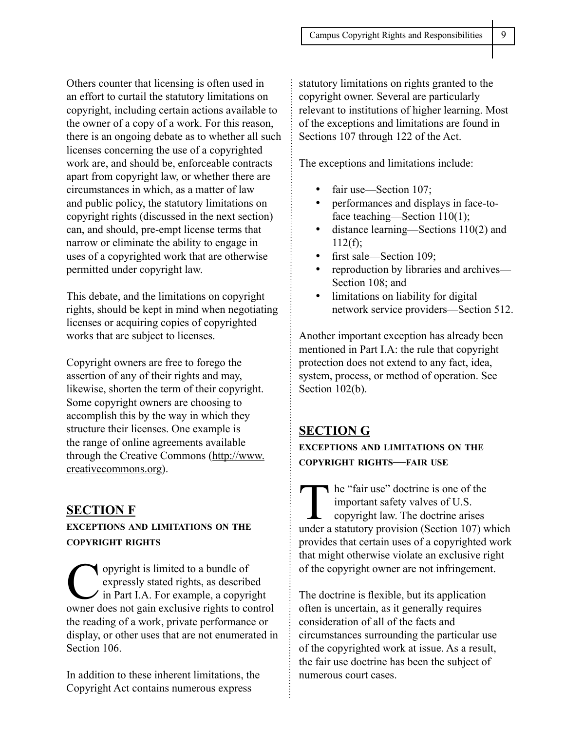Others counter that licensing is often used in an effort to curtail the statutory limitations on copyright, including certain actions available to the owner of a copy of a work. For this reason, there is an ongoing debate as to whether all such licenses concerning the use of a copyrighted work are, and should be, enforceable contracts apart from copyright law, or whether there are circumstances in which, as a matter of law and public policy, the statutory limitations on copyright rights (discussed in the next section) can, and should, pre-empt license terms that narrow or eliminate the ability to engage in uses of a copyrighted work that are otherwise permitted under copyright law.

This debate, and the limitations on copyright rights, should be kept in mind when negotiating licenses or acquiring copies of copyrighted works that are subject to licenses.

Copyright owners are free to forego the assertion of any of their rights and may, likewise, shorten the term of their copyright. Some copyright owners are choosing to accomplish this by the way in which they structure their licenses. One example is the range of online agreements available through the Creative Commons (http://www.creativecommons.org).

## SECTION F

### EXCEPTIONS AND LIMITATIONS ON THE COPYRIGHT RIGHTS

Copyright is limited to a bundle of expressly stated rights, as described in Part I.A. For example, a copyright owner does not gain exclusive rights to control the reading of a work, private performance or display, or other uses that are not enumerated in Section 106.

In addition to these inherent limitations, the Copyright Act contains numerous express statutory limitations on rights granted to the copyright owner. Several are particularly relevant to institutions of higher learning. Most of the exceptions and limitations are found in Sections 107 through 122 of the Act.

The exceptions and limitations include:

- fair use—Section 107;
- performances and displays in face-to-face teaching—Section 110(1);
- distance learning—Sections 110(2) and 112(f);
- first sale—Section 109;
- reproduction by libraries and archives—Section 108; and
- limitations on liability for digital network service providers—Section 512.

Another important exception has already been mentioned in Part I.A: the rule that copyright protection does not extend to any fact, idea, system, process, or method of operation. See Section 102(b).

## SECTION G

### EXCEPTIONS AND LIMITATIONS ON THE COPYRIGHT RIGHTS—FAIR USE

The "fair use" doctrine is one of the important safety valves of U.S. copyright law. The doctrine arises under a statutory provision (Section 107) which provides that certain uses of a copyrighted work that might otherwise violate an exclusive right of the copyright owner are not infringement.

The doctrine is flexible, but its application often is uncertain, as it generally requires consideration of all of the facts and circumstances surrounding the particular use of the copyrighted work at issue. As a result, the fair use doctrine has been the subject of numerous court cases.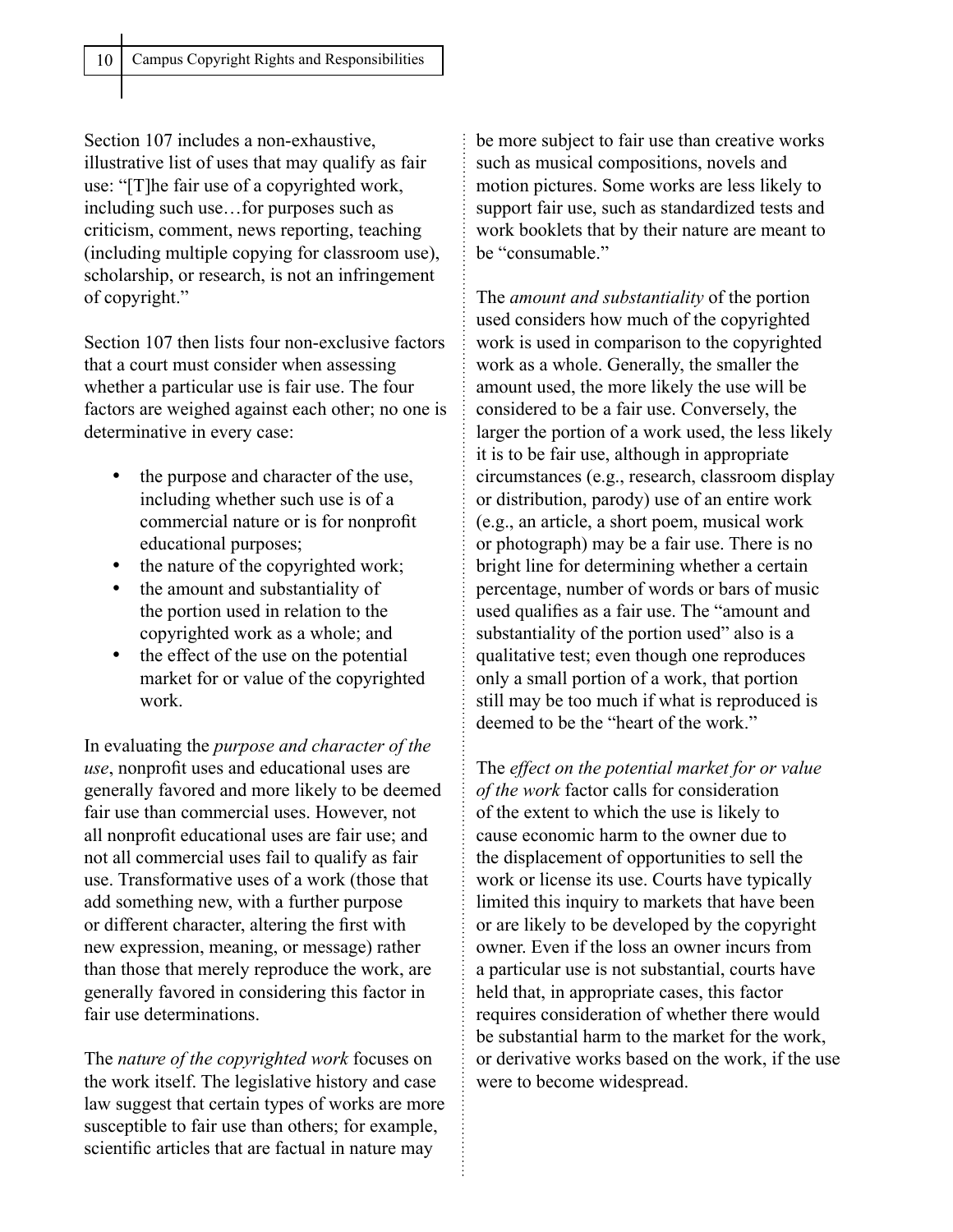Section 107 includes a non-exhaustive, illustrative list of uses that may qualify as fair use: "[T]he fair use of a copyrighted work, including such use…for purposes such as criticism, comment, news reporting, teaching (including multiple copying for classroom use), scholarship, or research, is not an infringement of copyright."

Section 107 then lists four non-exclusive factors that a court must consider when assessing whether a particular use is fair use. The four factors are weighed against each other; no one is determinative in every case:

- the purpose and character of the use, including whether such use is of a commercial nature or is for nonprofit educational purposes;
- the nature of the copyrighted work;
- the amount and substantiality of the portion used in relation to the copyrighted work as a whole; and
- the effect of the use on the potential market for or value of the copyrighted work.

In evaluating the *purpose and character of the use*, nonprofit uses and educational uses are generally favored and more likely to be deemed fair use than commercial uses. However, not all nonprofit educational uses are fair use; and not all commercial uses fail to qualify as fair use. Transformative uses of a work (those that add something new, with a further purpose or different character, altering the first with new expression, meaning, or message) rather than those that merely reproduce the work, are generally favored in considering this factor in fair use determinations.

The *nature of the copyrighted work* focuses on the work itself. The legislative history and case law suggest that certain types of works are more susceptible to fair use than others; for example, scientific articles that are factual in nature may be more subject to fair use than creative works such as musical compositions, novels and motion pictures. Some works are less likely to support fair use, such as standardized tests and work booklets that by their nature are meant to be "consumable."

The *amount and substantiality* of the portion used considers how much of the copyrighted work is used in comparison to the copyrighted work as a whole. Generally, the smaller the amount used, the more likely the use will be considered to be a fair use. Conversely, the larger the portion of a work used, the less likely it is to be fair use, although in appropriate circumstances (e.g., research, classroom display or distribution, parody) use of an entire work (e.g., an article, a short poem, musical work or photograph) may be a fair use. There is no bright line for determining whether a certain percentage, number of words or bars of music used qualifies as a fair use. The "amount and substantiality of the portion used" also is a qualitative test; even though one reproduces only a small portion of a work, that portion still may be too much if what is reproduced is deemed to be the "heart of the work."

The *effect on the potential market for or value of the work* factor calls for consideration of the extent to which the use is likely to cause economic harm to the owner due to the displacement of opportunities to sell the work or license its use. Courts have typically limited this inquiry to markets that have been or are likely to be developed by the copyright owner. Even if the loss an owner incurs from a particular use is not substantial, courts have held that, in appropriate cases, this factor requires consideration of whether there would be substantial harm to the market for the work, or derivative works based on the work, if the use were to become widespread.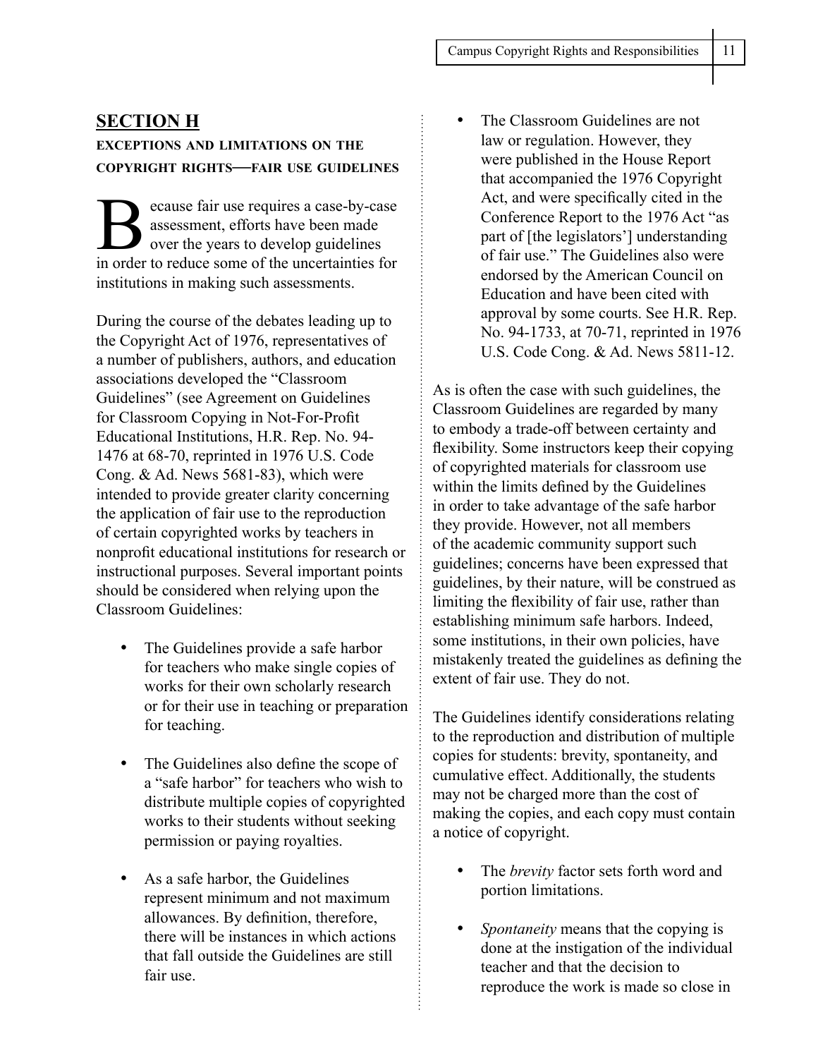## SECTION H

### EXCEPTIONS AND LIMITATIONS ON THE COPYRIGHT RIGHTS—FAIR USE GUIDELINES

Because fair use requires a case-by-case assessment, efforts have been made over the years to develop guidelines in order to reduce some of the uncertainties for institutions in making such assessments.

During the course of the debates leading up to the Copyright Act of 1976, representatives of a number of publishers, authors, and education associations developed the "Classroom Guidelines" (see Agreement on Guidelines for Classroom Copying in Not-For-Profit Educational Institutions, H.R. Rep. No. 94-1476 at 68-70, reprinted in 1976 U.S. Code Cong. & Ad. News 5681-83), which were intended to provide greater clarity concerning the application of fair use to the reproduction of certain copyrighted works by teachers in nonprofit educational institutions for research or instructional purposes. Several important points should be considered when relying upon the Classroom Guidelines:

- The Guidelines provide a safe harbor for teachers who make single copies of works for their own scholarly research or for their use in teaching or preparation for teaching.
- The Guidelines also define the scope of a "safe harbor" for teachers who wish to distribute multiple copies of copyrighted works to their students without seeking permission or paying royalties.
- As a safe harbor, the Guidelines represent minimum and not maximum allowances. By definition, therefore, there will be instances in which actions that fall outside the Guidelines are still fair use.
- The Classroom Guidelines are not law or regulation. However, they were published in the House Report that accompanied the 1976 Copyright Act, and were specifically cited in the Conference Report to the 1976 Act "as part of [the legislators'] understanding of fair use." The Guidelines also were endorsed by the American Council on Education and have been cited with approval by some courts. See H.R. Rep. No. 94-1733, at 70-71, reprinted in 1976 U.S. Code Cong. & Ad. News 5811-12.

As is often the case with such guidelines, the Classroom Guidelines are regarded by many to embody a trade-off between certainty and flexibility. Some instructors keep their copying of copyrighted materials for classroom use within the limits defined by the Guidelines in order to take advantage of the safe harbor they provide. However, not all members of the academic community support such guidelines; concerns have been expressed that guidelines, by their nature, will be construed as limiting the flexibility of fair use, rather than establishing minimum safe harbors. Indeed, some institutions, in their own policies, have mistakenly treated the guidelines as defining the extent of fair use. They do not.

The Guidelines identify considerations relating to the reproduction and distribution of multiple copies for students: brevity, spontaneity, and cumulative effect. Additionally, the students may not be charged more than the cost of making the copies, and each copy must contain a notice of copyright.

- The *brevity* factor sets forth word and portion limitations.
- *Spontaneity* means that the copying is done at the instigation of the individual teacher and that the decision to reproduce the work is made so close in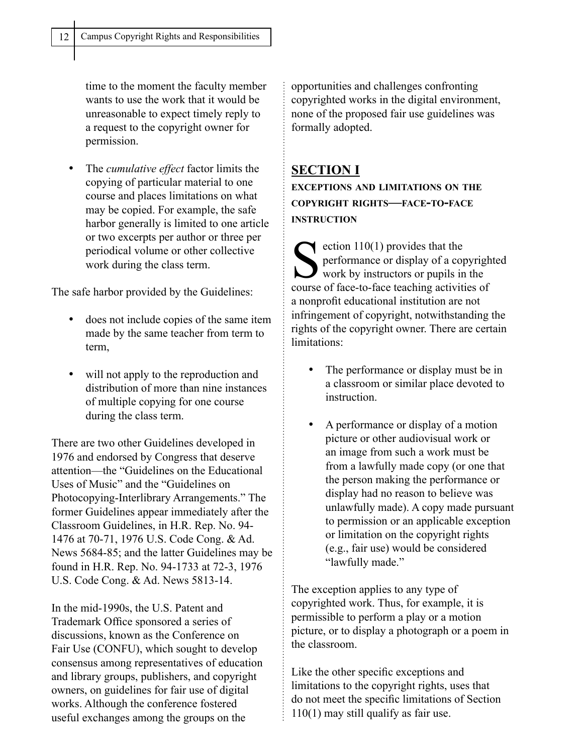time to the moment the faculty member wants to use the work that it would be unreasonable to expect timely reply to a request to the copyright owner for permission.

- The *cumulative effect* factor limits the copying of particular material to one course and places limitations on what may be copied. For example, the safe harbor generally is limited to one article or two excerpts per author or three per periodical volume or other collective work during the class term.

The safe harbor provided by the Guidelines:

- does not include copies of the same item made by the same teacher from term to term,
- will not apply to the reproduction and distribution of more than nine instances of multiple copying for one course during the class term.

There are two other Guidelines developed in 1976 and endorsed by Congress that deserve attention—the "Guidelines on the Educational Uses of Music" and the "Guidelines on Photocopying-Interlibrary Arrangements." The former Guidelines appear immediately after the Classroom Guidelines, in H.R. Rep. No. 94-1476 at 70-71, 1976 U.S. Code Cong. & Ad. News 5684-85; and the latter Guidelines may be found in H.R. Rep. No. 94-1733 at 72-3, 1976 U.S. Code Cong. & Ad. News 5813-14.

In the mid-1990s, the U.S. Patent and Trademark Office sponsored a series of discussions, known as the Conference on Fair Use (CONFU), which sought to develop consensus among representatives of education and library groups, publishers, and copyright owners, on guidelines for fair use of digital works. Although the conference fostered useful exchanges among the groups on the opportunities and challenges confronting copyrighted works in the digital environment, none of the proposed fair use guidelines was formally adopted.

## SECTION I

### Exceptions and Limitations on the Copyright Rights—Face-to-Face Instruction

Section 110(1) provides that the performance or display of a copyrighted work by instructors or pupils in the course of face-to-face teaching activities of a nonprofit educational institution are not infringement of copyright, notwithstanding the rights of the copyright owner. There are certain limitations:

- The performance or display must be in a classroom or similar place devoted to instruction.
- A performance or display of a motion picture or other audiovisual work or an image from such a work must be from a lawfully made copy (or one that the person making the performance or display had no reason to believe was unlawfully made). A copy made pursuant to permission or an applicable exception or limitation on the copyright rights (e.g., fair use) would be considered "lawfully made."

The exception applies to any type of copyrighted work. Thus, for example, it is permissible to perform a play or a motion picture, or to display a photograph or a poem in the classroom.

Like the other specific exceptions and limitations to the copyright rights, uses that do not meet the specific limitations of Section 110(1) may still qualify as fair use.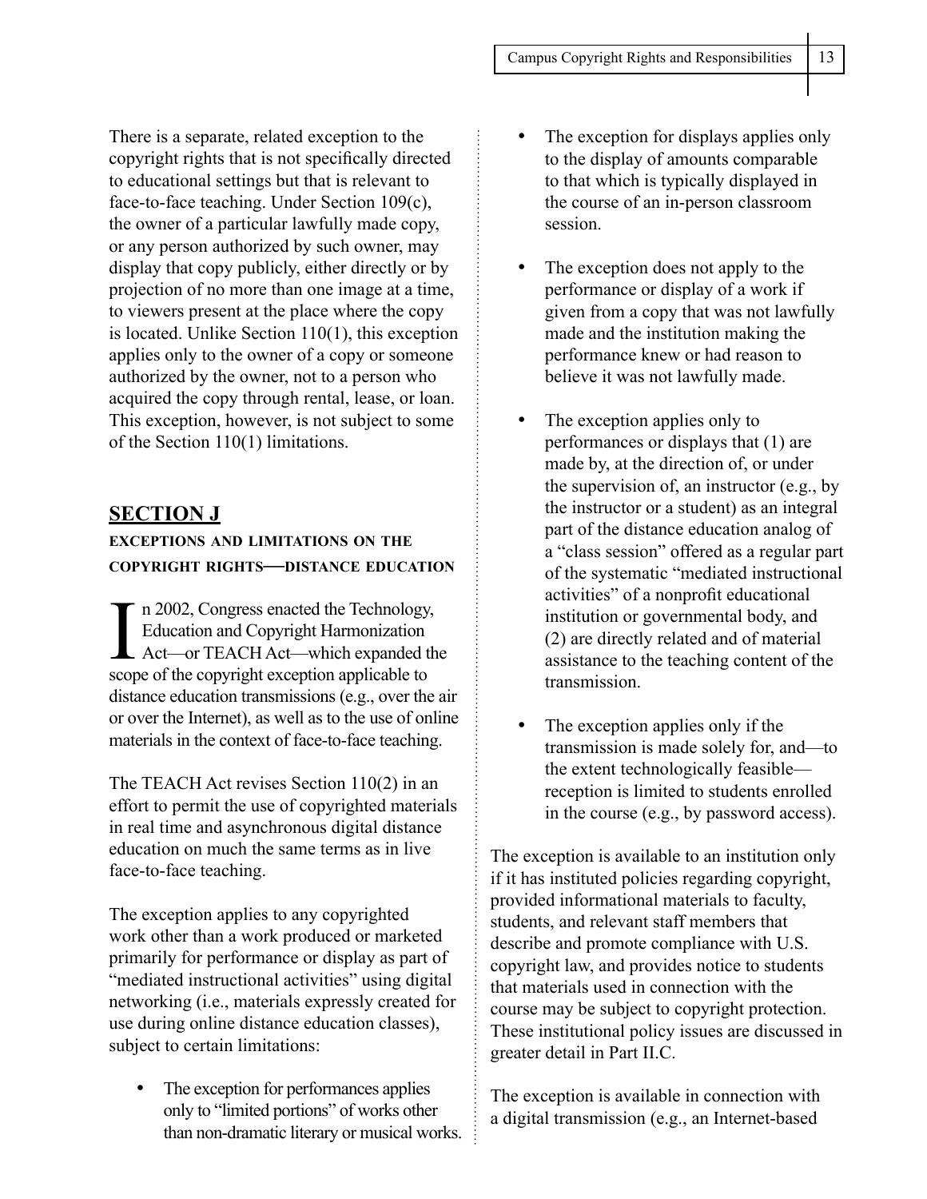There is a separate, related exception to the copyright rights that is not specifically directed to educational settings but that is relevant to face-to-face teaching. Under Section 109(c), the owner of a particular lawfully made copy, or any person authorized by such owner, may display that copy publicly, either directly or by projection of no more than one image at a time, to viewers present at the place where the copy is located. Unlike Section 110(1), this exception applies only to the owner of a copy or someone authorized by the owner, not to a person who acquired the copy through rental, lease, or loan. This exception, however, is not subject to some of the Section 110(1) limitations.

## SECTION J

### EXCEPTIONS AND LIMITATIONS ON THE COPYRIGHT RIGHTS—DISTANCE EDUCATION

In 2002, Congress enacted the Technology, Education and Copyright Harmonization Act—or TEACH Act—which expanded the scope of the copyright exception applicable to distance education transmissions (e.g., over the air or over the Internet), as well as to the use of online materials in the context of face-to-face teaching.

The TEACH Act revises Section 110(2) in an effort to permit the use of copyrighted materials in real time and asynchronous digital distance education on much the same terms as in live face-to-face teaching.

The exception applies to any copyrighted work other than a work produced or marketed primarily for performance or display as part of "mediated instructional activities" using digital networking (i.e., materials expressly created for use during online distance education classes), subject to certain limitations:

- The exception for performances applies only to "limited portions" of works other than non-dramatic literary or musical works.
- The exception for displays applies only to the display of amounts comparable to that which is typically displayed in the course of an in-person classroom session.
- The exception does not apply to the performance or display of a work if given from a copy that was not lawfully made and the institution making the performance knew or had reason to believe it was not lawfully made.
- The exception applies only to performances or displays that (1) are made by, at the direction of, or under the supervision of, an instructor (e.g., by the instructor or a student) as an integral part of the distance education analog of a "class session" offered as a regular part of the systematic "mediated instructional activities" of a nonprofit educational institution or governmental body, and (2) are directly related and of material assistance to the teaching content of the transmission.
- The exception applies only if the transmission is made solely for, and—to the extent technologically feasible—reception is limited to students enrolled in the course (e.g., by password access).

The exception is available to an institution only if it has instituted policies regarding copyright, provided informational materials to faculty, students, and relevant staff members that describe and promote compliance with U.S. copyright law, and provides notice to students that materials used in connection with the course may be subject to copyright protection. These institutional policy issues are discussed in greater detail in Part II.C.

The exception is available in connection with a digital transmission (e.g., an Internet-based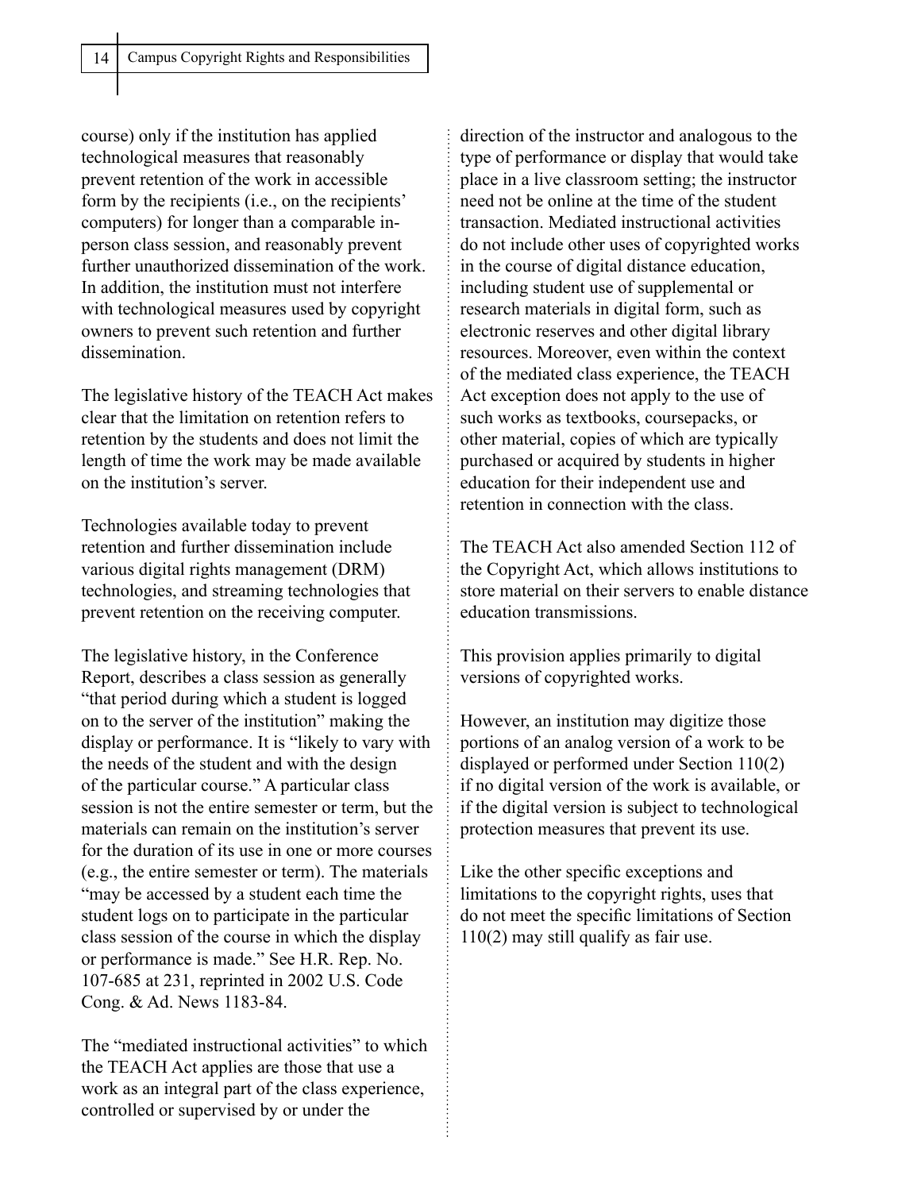course) only if the institution has applied technological measures that reasonably prevent retention of the work in accessible form by the recipients (i.e., on the recipients' computers) for longer than a comparable in-person class session, and reasonably prevent further unauthorized dissemination of the work. In addition, the institution must not interfere with technological measures used by copyright owners to prevent such retention and further dissemination.

The legislative history of the TEACH Act makes clear that the limitation on retention refers to retention by the students and does not limit the length of time the work may be made available on the institution's server.

Technologies available today to prevent retention and further dissemination include various digital rights management (DRM) technologies, and streaming technologies that prevent retention on the receiving computer.

The legislative history, in the Conference Report, describes a class session as generally "that period during which a student is logged on to the server of the institution" making the display or performance. It is "likely to vary with the needs of the student and with the design of the particular course." A particular class session is not the entire semester or term, but the materials can remain on the institution's server for the duration of its use in one or more courses (e.g., the entire semester or term). The materials "may be accessed by a student each time the student logs on to participate in the particular class session of the course in which the display or performance is made." See H.R. Rep. No. 107-685 at 231, reprinted in 2002 U.S. Code Cong. & Ad. News 1183-84.

The "mediated instructional activities" to which the TEACH Act applies are those that use a work as an integral part of the class experience, controlled or supervised by or under the direction of the instructor and analogous to the type of performance or display that would take place in a live classroom setting; the instructor need not be online at the time of the student transaction. Mediated instructional activities do not include other uses of copyrighted works in the course of digital distance education, including student use of supplemental or research materials in digital form, such as electronic reserves and other digital library resources. Moreover, even within the context of the mediated class experience, the TEACH Act exception does not apply to the use of such works as textbooks, coursepacks, or other material, copies of which are typically purchased or acquired by students in higher education for their independent use and retention in connection with the class.

The TEACH Act also amended Section 112 of the Copyright Act, which allows institutions to store material on their servers to enable distance education transmissions.

This provision applies primarily to digital versions of copyrighted works.

However, an institution may digitize those portions of an analog version of a work to be displayed or performed under Section 110(2) if no digital version of the work is available, or if the digital version is subject to technological protection measures that prevent its use.

Like the other specific exceptions and limitations to the copyright rights, uses that do not meet the specific limitations of Section 110(2) may still qualify as fair use.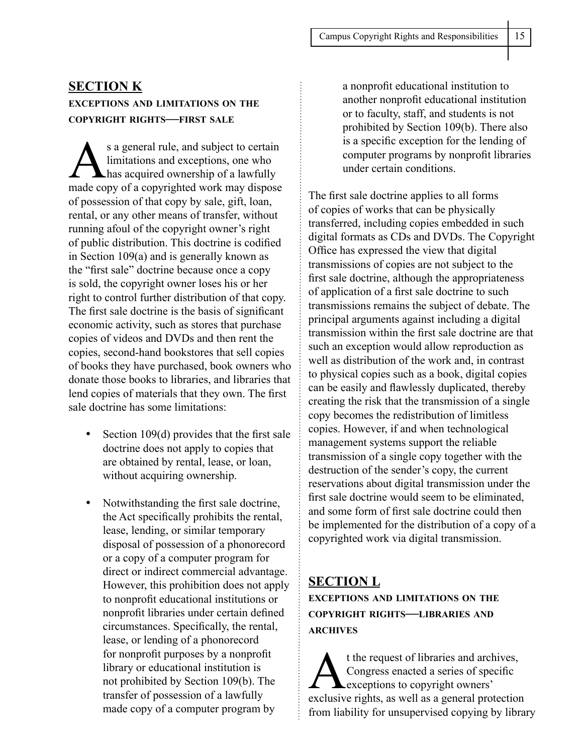## SECTION K

### EXCEPTIONS AND LIMITATIONS ON THE COPYRIGHT RIGHTS—FIRST SALE

As a general rule, and subject to certain limitations and exceptions, one who has acquired ownership of a lawfully made copy of a copyrighted work may dispose of possession of that copy by sale, gift, loan, rental, or any other means of transfer, without running afoul of the copyright owner's right of public distribution. This doctrine is codified in Section 109(a) and is generally known as the "first sale" doctrine because once a copy is sold, the copyright owner loses his or her right to control further distribution of that copy. The first sale doctrine is the basis of significant economic activity, such as stores that purchase copies of videos and DVDs and then rent the copies, second-hand bookstores that sell copies of books they have purchased, book owners who donate those books to libraries, and libraries that lend copies of materials that they own. The first sale doctrine has some limitations:

- Section 109(d) provides that the first sale doctrine does not apply to copies that are obtained by rental, lease, or loan, without acquiring ownership.
- Notwithstanding the first sale doctrine, the Act specifically prohibits the rental, lease, lending, or similar temporary disposal of possession of a phonorecord or a copy of a computer program for direct or indirect commercial advantage. However, this prohibition does not apply to nonprofit educational institutions or nonprofit libraries under certain defined circumstances. Specifically, the rental, lease, or lending of a phonorecord for nonprofit purposes by a nonprofit library or educational institution is not prohibited by Section 109(b). The transfer of possession of a lawfully made copy of a computer program by a nonprofit educational institution to another nonprofit educational institution or to faculty, staff, and students is not prohibited by Section 109(b). There also is a specific exception for the lending of computer programs by nonprofit libraries under certain conditions.

The first sale doctrine applies to all forms of copies of works that can be physically transferred, including copies embedded in such digital formats as CDs and DVDs. The Copyright Office has expressed the view that digital transmissions of copies are not subject to the first sale doctrine, although the appropriateness of application of a first sale doctrine to such transmissions remains the subject of debate. The principal arguments against including a digital transmission within the first sale doctrine are that such an exception would allow reproduction as well as distribution of the work and, in contrast to physical copies such as a book, digital copies can be easily and flawlessly duplicated, thereby creating the risk that the transmission of a single copy becomes the redistribution of limitless copies. However, if and when technological management systems support the reliable transmission of a single copy together with the destruction of the sender's copy, the current reservations about digital transmission under the first sale doctrine would seem to be eliminated, and some form of first sale doctrine could then be implemented for the distribution of a copy of a copyrighted work via digital transmission.

## SECTION L

### EXCEPTIONS AND LIMITATIONS ON THE COPYRIGHT RIGHTS—LIBRARIES AND ARCHIVES

At the request of libraries and archives, Congress enacted a series of specific exceptions to copyright owners' exclusive rights, as well as a general protection from liability for unsupervised copying by library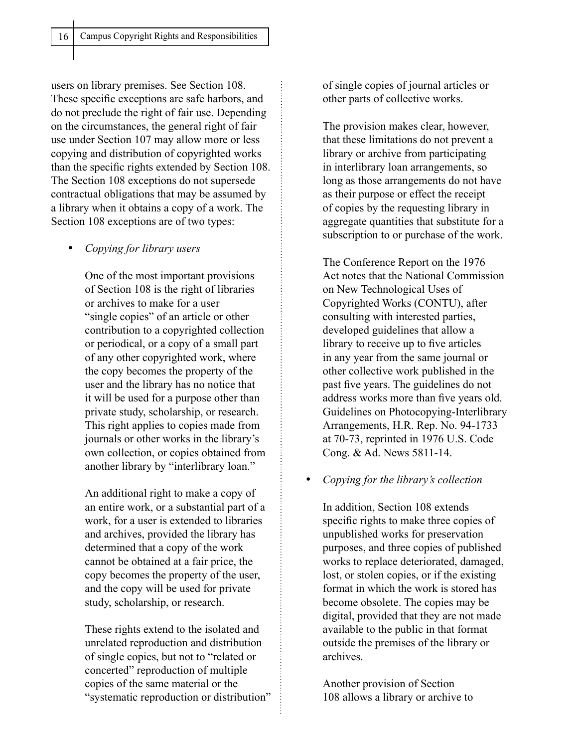users on library premises. See Section 108. These specific exceptions are safe harbors, and do not preclude the right of fair use. Depending on the circumstances, the general right of fair use under Section 107 may allow more or less copying and distribution of copyrighted works than the specific rights extended by Section 108. The Section 108 exceptions do not supersede contractual obligations that may be assumed by a library when it obtains a copy of a work. The Section 108 exceptions are of two types:

- *Copying for library users*

  One of the most important provisions of Section 108 is the right of libraries or archives to make for a user "single copies" of an article or other contribution to a copyrighted collection or periodical, or a copy of a small part of any other copyrighted work, where the copy becomes the property of the user and the library has no notice that it will be used for a purpose other than private study, scholarship, or research. This right applies to copies made from journals or other works in the library's own collection, or copies obtained from another library by "interlibrary loan."

  An additional right to make a copy of an entire work, or a substantial part of a work, for a user is extended to libraries and archives, provided the library has determined that a copy of the work cannot be obtained at a fair price, the copy becomes the property of the user, and the copy will be used for private study, scholarship, or research.

  These rights extend to the isolated and unrelated reproduction and distribution of single copies, but not to "related or concerted" reproduction of multiple copies of the same material or the "systematic reproduction or distribution" of single copies of journal articles or other parts of collective works.

  The provision makes clear, however, that these limitations do not prevent a library or archive from participating in interlibrary loan arrangements, so long as those arrangements do not have as their purpose or effect the receipt of copies by the requesting library in aggregate quantities that substitute for a subscription to or purchase of the work.

  The Conference Report on the 1976 Act notes that the National Commission on New Technological Uses of Copyrighted Works (CONTU), after consulting with interested parties, developed guidelines that allow a library to receive up to five articles in any year from the same journal or other collective work published in the past five years. The guidelines do not address works more than five years old. Guidelines on Photocopying-Interlibrary Arrangements, H.R. Rep. No. 94-1733 at 70-73, reprinted in 1976 U.S. Code Cong. & Ad. News 5811-14.

- *Copying for the library's collection*

  In addition, Section 108 extends specific rights to make three copies of unpublished works for preservation purposes, and three copies of published works to replace deteriorated, damaged, lost, or stolen copies, or if the existing format in which the work is stored has become obsolete. The copies may be digital, provided that they are not made available to the public in that format outside the premises of the library or archives.

  Another provision of Section 108 allows a library or archive to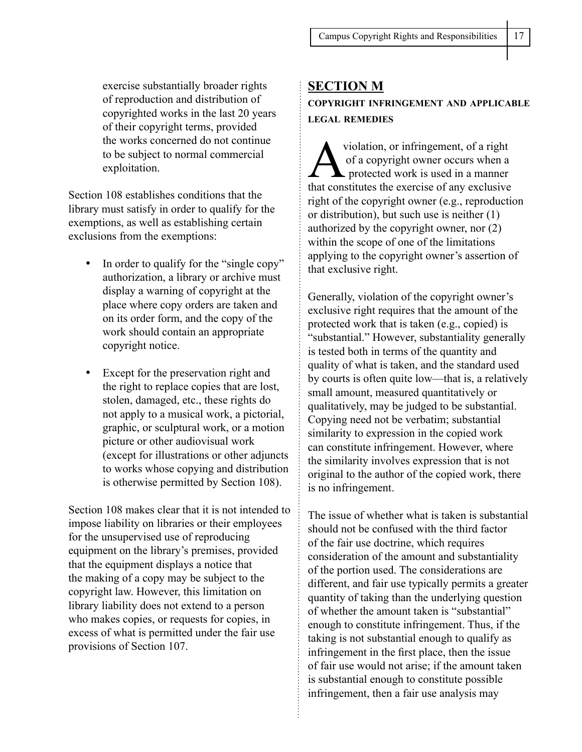exercise substantially broader rights of reproduction and distribution of copyrighted works in the last 20 years of their copyright terms, provided the works concerned do not continue to be subject to normal commercial exploitation.

Section 108 establishes conditions that the library must satisfy in order to qualify for the exemptions, as well as establishing certain exclusions from the exemptions:

- In order to qualify for the "single copy" authorization, a library or archive must display a warning of copyright at the place where copy orders are taken and on its order form, and the copy of the work should contain an appropriate copyright notice.

- Except for the preservation right and the right to replace copies that are lost, stolen, damaged, etc., these rights do not apply to a musical work, a pictorial, graphic, or sculptural work, or a motion picture or other audiovisual work (except for illustrations or other adjuncts to works whose copying and distribution is otherwise permitted by Section 108).

Section 108 makes clear that it is not intended to impose liability on libraries or their employees for the unsupervised use of reproducing equipment on the library's premises, provided that the equipment displays a notice that the making of a copy may be subject to the copyright law. However, this limitation on library liability does not extend to a person who makes copies, or requests for copies, in excess of what is permitted under the fair use provisions of Section 107.

## SECTION M

### COPYRIGHT INFRINGEMENT AND APPLICABLE LEGAL REMEDIES

A violation, or infringement, of a right of a copyright owner occurs when a protected work is used in a manner that constitutes the exercise of any exclusive right of the copyright owner (e.g., reproduction or distribution), but such use is neither (1) authorized by the copyright owner, nor (2) within the scope of one of the limitations applying to the copyright owner's assertion of that exclusive right.

Generally, violation of the copyright owner's exclusive right requires that the amount of the protected work that is taken (e.g., copied) is "substantial." However, substantiality generally is tested both in terms of the quantity and quality of what is taken, and the standard used by courts is often quite low—that is, a relatively small amount, measured quantitatively or qualitatively, may be judged to be substantial. Copying need not be verbatim; substantial similarity to expression in the copied work can constitute infringement. However, where the similarity involves expression that is not original to the author of the copied work, there is no infringement.

The issue of whether what is taken is substantial should not be confused with the third factor of the fair use doctrine, which requires consideration of the amount and substantiality of the portion used. The considerations are different, and fair use typically permits a greater quantity of taking than the underlying question of whether the amount taken is "substantial" enough to constitute infringement. Thus, if the taking is not substantial enough to qualify as infringement in the first place, then the issue of fair use would not arise; if the amount taken is substantial enough to constitute possible infringement, then a fair use analysis may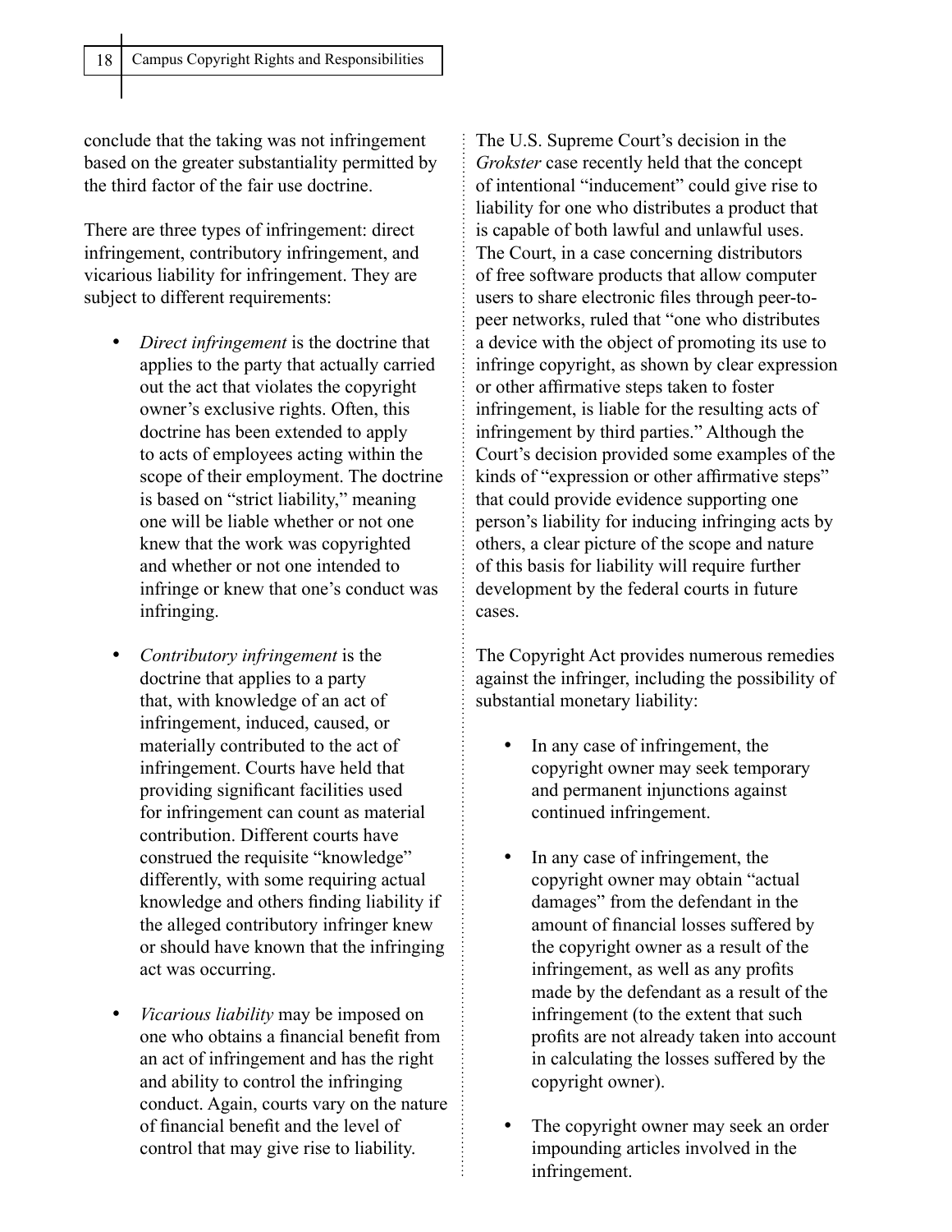conclude that the taking was not infringement based on the greater substantiality permitted by the third factor of the fair use doctrine.

There are three types of infringement: direct infringement, contributory infringement, and vicarious liability for infringement. They are subject to different requirements:

- *Direct infringement* is the doctrine that applies to the party that actually carried out the act that violates the copyright owner's exclusive rights. Often, this doctrine has been extended to apply to acts of employees acting within the scope of their employment. The doctrine is based on "strict liability," meaning one will be liable whether or not one knew that the work was copyrighted and whether or not one intended to infringe or knew that one's conduct was infringing.

- *Contributory infringement* is the doctrine that applies to a party that, with knowledge of an act of infringement, induced, caused, or materially contributed to the act of infringement. Courts have held that providing significant facilities used for infringement can count as material contribution. Different courts have construed the requisite "knowledge" differently, with some requiring actual knowledge and others finding liability if the alleged contributory infringer knew or should have known that the infringing act was occurring.

- *Vicarious liability* may be imposed on one who obtains a financial benefit from an act of infringement and has the right and ability to control the infringing conduct. Again, courts vary on the nature of financial benefit and the level of control that may give rise to liability.

The U.S. Supreme Court's decision in the *Grokster* case recently held that the concept of intentional "inducement" could give rise to liability for one who distributes a product that is capable of both lawful and unlawful uses. The Court, in a case concerning distributors of free software products that allow computer users to share electronic files through peer-to-peer networks, ruled that "one who distributes a device with the object of promoting its use to infringe copyright, as shown by clear expression or other affirmative steps taken to foster infringement, is liable for the resulting acts of infringement by third parties." Although the Court's decision provided some examples of the kinds of "expression or other affirmative steps" that could provide evidence supporting one person's liability for inducing infringing acts by others, a clear picture of the scope and nature of this basis for liability will require further development by the federal courts in future cases.

The Copyright Act provides numerous remedies against the infringer, including the possibility of substantial monetary liability:

- In any case of infringement, the copyright owner may seek temporary and permanent injunctions against continued infringement.

- In any case of infringement, the copyright owner may obtain "actual damages" from the defendant in the amount of financial losses suffered by the copyright owner as a result of the infringement, as well as any profits made by the defendant as a result of the infringement (to the extent that such profits are not already taken into account in calculating the losses suffered by the copyright owner).

- The copyright owner may seek an order impounding articles involved in the infringement.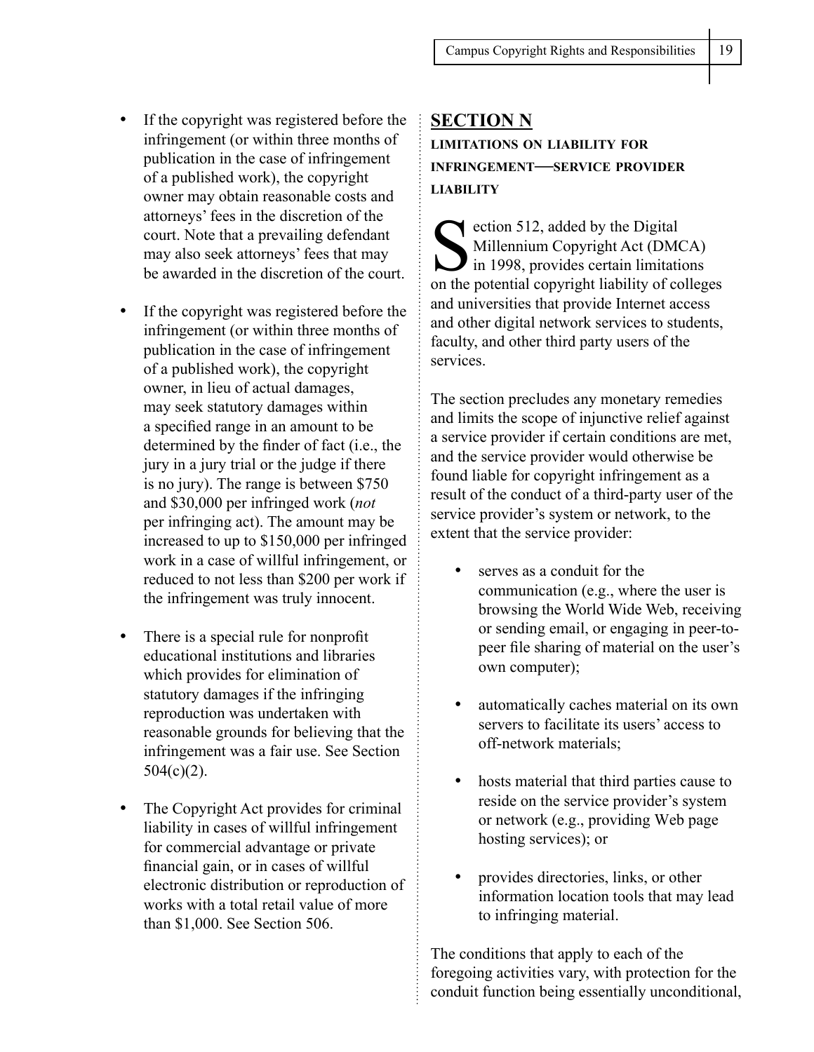- If the copyright was registered before the infringement (or within three months of publication in the case of infringement of a published work), the copyright owner may obtain reasonable costs and attorneys' fees in the discretion of the court. Note that a prevailing defendant may also seek attorneys' fees that may be awarded in the discretion of the court.

- If the copyright was registered before the infringement (or within three months of publication in the case of infringement of a published work), the copyright owner, in lieu of actual damages, may seek statutory damages within a specified range in an amount to be determined by the finder of fact (i.e., the jury in a jury trial or the judge if there is no jury). The range is between $750 and $30,000 per infringed work (*not* per infringing act). The amount may be increased to up to $150,000 per infringed work in a case of willful infringement, or reduced to not less than $200 per work if the infringement was truly innocent.

- There is a special rule for nonprofit educational institutions and libraries which provides for elimination of statutory damages if the infringing reproduction was undertaken with reasonable grounds for believing that the infringement was a fair use. See Section 504(c)(2).

- The Copyright Act provides for criminal liability in cases of willful infringement for commercial advantage or private financial gain, or in cases of willful electronic distribution or reproduction of works with a total retail value of more than $1,000. See Section 506.

## SECTION N

**LIMITATIONS ON LIABILITY FOR INFRINGEMENT—SERVICE PROVIDER LIABILITY**

Section 512, added by the Digital Millennium Copyright Act (DMCA) in 1998, provides certain limitations on the potential copyright liability of colleges and universities that provide Internet access and other digital network services to students, faculty, and other third party users of the services.

The section precludes any monetary remedies and limits the scope of injunctive relief against a service provider if certain conditions are met, and the service provider would otherwise be found liable for copyright infringement as a result of the conduct of a third-party user of the service provider's system or network, to the extent that the service provider:

- serves as a conduit for the communication (e.g., where the user is browsing the World Wide Web, receiving or sending email, or engaging in peer-to-peer file sharing of material on the user's own computer);

- automatically caches material on its own servers to facilitate its users' access to off-network materials;

- hosts material that third parties cause to reside on the service provider's system or network (e.g., providing Web page hosting services); or

- provides directories, links, or other information location tools that may lead to infringing material.

The conditions that apply to each of the foregoing activities vary, with protection for the conduit function being essentially unconditional,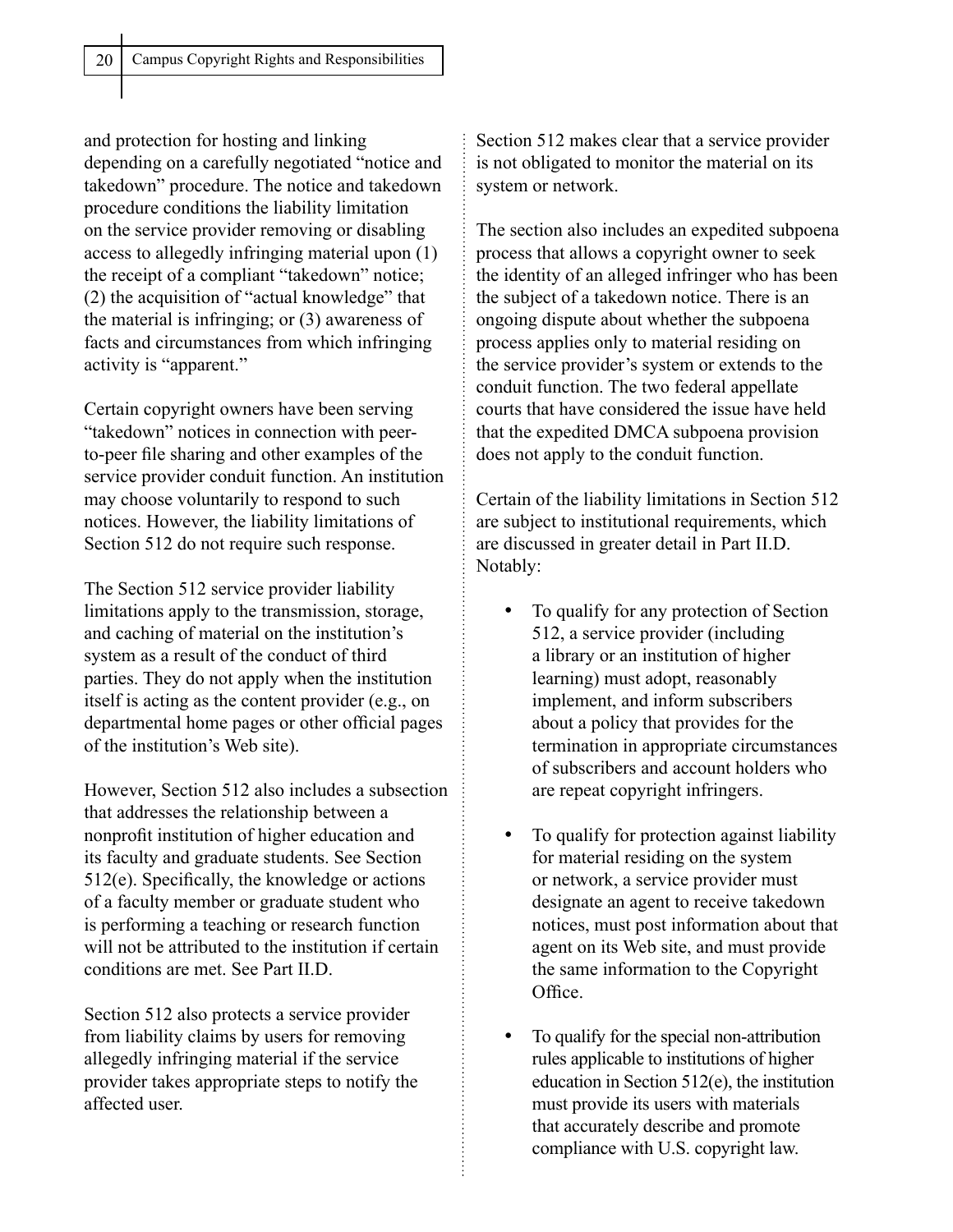and protection for hosting and linking depending on a carefully negotiated "notice and takedown" procedure. The notice and takedown procedure conditions the liability limitation on the service provider removing or disabling access to allegedly infringing material upon (1) the receipt of a compliant "takedown" notice; (2) the acquisition of "actual knowledge" that the material is infringing; or (3) awareness of facts and circumstances from which infringing activity is "apparent."

Certain copyright owners have been serving "takedown" notices in connection with peer-to-peer file sharing and other examples of the service provider conduit function. An institution may choose voluntarily to respond to such notices. However, the liability limitations of Section 512 do not require such response.

The Section 512 service provider liability limitations apply to the transmission, storage, and caching of material on the institution's system as a result of the conduct of third parties. They do not apply when the institution itself is acting as the content provider (e.g., on departmental home pages or other official pages of the institution's Web site).

However, Section 512 also includes a subsection that addresses the relationship between a nonprofit institution of higher education and its faculty and graduate students. See Section 512(e). Specifically, the knowledge or actions of a faculty member or graduate student who is performing a teaching or research function will not be attributed to the institution if certain conditions are met. See Part II.D.

Section 512 also protects a service provider from liability claims by users for removing allegedly infringing material if the service provider takes appropriate steps to notify the affected user.

Section 512 makes clear that a service provider is not obligated to monitor the material on its system or network.

The section also includes an expedited subpoena process that allows a copyright owner to seek the identity of an alleged infringer who has been the subject of a takedown notice. There is an ongoing dispute about whether the subpoena process applies only to material residing on the service provider's system or extends to the conduit function. The two federal appellate courts that have considered the issue have held that the expedited DMCA subpoena provision does not apply to the conduit function.

Certain of the liability limitations in Section 512 are subject to institutional requirements, which are discussed in greater detail in Part II.D. Notably:

- To qualify for any protection of Section 512, a service provider (including a library or an institution of higher learning) must adopt, reasonably implement, and inform subscribers about a policy that provides for the termination in appropriate circumstances of subscribers and account holders who are repeat copyright infringers.

- To qualify for protection against liability for material residing on the system or network, a service provider must designate an agent to receive takedown notices, must post information about that agent on its Web site, and must provide the same information to the Copyright Office.

- To qualify for the special non-attribution rules applicable to institutions of higher education in Section 512(e), the institution must provide its users with materials that accurately describe and promote compliance with U.S. copyright law.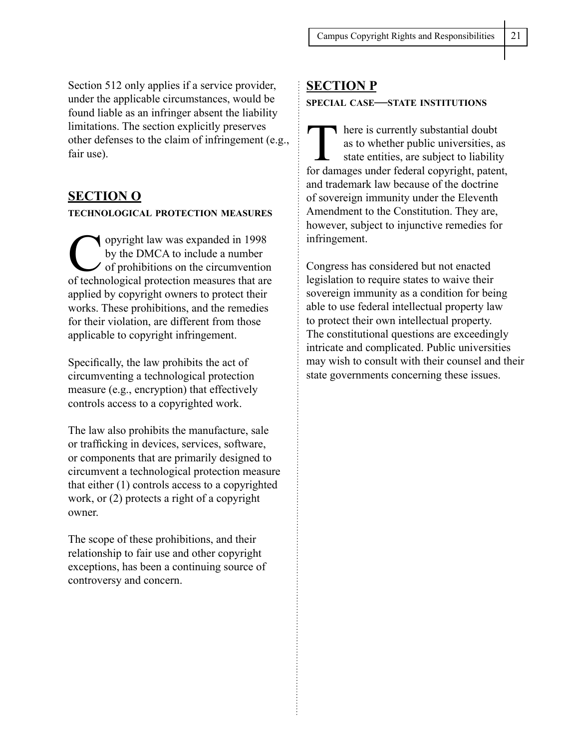Section 512 only applies if a service provider, under the applicable circumstances, would be found liable as an infringer absent the liability limitations. The section explicitly preserves other defenses to the claim of infringement (e.g., fair use).

## SECTION O

**TECHNOLOGICAL PROTECTION MEASURES**

Copyright law was expanded in 1998 by the DMCA to include a number of prohibitions on the circumvention of technological protection measures that are applied by copyright owners to protect their works. These prohibitions, and the remedies for their violation, are different from those applicable to copyright infringement.

Specifically, the law prohibits the act of circumventing a technological protection measure (e.g., encryption) that effectively controls access to a copyrighted work.

The law also prohibits the manufacture, sale or trafficking in devices, services, software, or components that are primarily designed to circumvent a technological protection measure that either (1) controls access to a copyrighted work, or (2) protects a right of a copyright owner.

The scope of these prohibitions, and their relationship to fair use and other copyright exceptions, has been a continuing source of controversy and concern.

## SECTION P

**SPECIAL CASE—STATE INSTITUTIONS**

There is currently substantial doubt as to whether public universities, as state entities, are subject to liability for damages under federal copyright, patent, and trademark law because of the doctrine of sovereign immunity under the Eleventh Amendment to the Constitution. They are, however, subject to injunctive remedies for infringement.

Congress has considered but not enacted legislation to require states to waive their sovereign immunity as a condition for being able to use federal intellectual property law to protect their own intellectual property. The constitutional questions are exceedingly intricate and complicated. Public universities may wish to consult with their counsel and their state governments concerning these issues.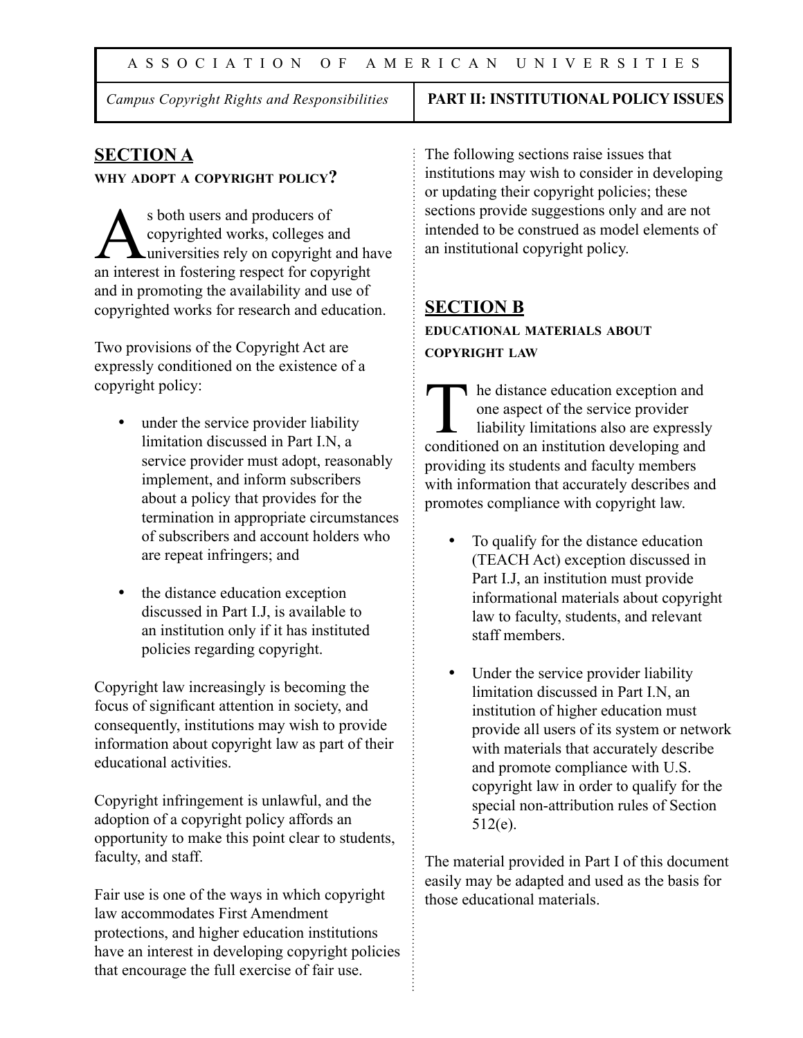## SECTION A

### WHY ADOPT A COPYRIGHT POLICY?

As both users and producers of copyrighted works, colleges and universities rely on copyright and have an interest in fostering respect for copyright and in promoting the availability and use of copyrighted works for research and education.

Two provisions of the Copyright Act are expressly conditioned on the existence of a copyright policy:

- under the service provider liability limitation discussed in Part I.N, a service provider must adopt, reasonably implement, and inform subscribers about a policy that provides for the termination in appropriate circumstances of subscribers and account holders who are repeat infringers; and
- the distance education exception discussed in Part I.J, is available to an institution only if it has instituted policies regarding copyright.

Copyright law increasingly is becoming the focus of significant attention in society, and consequently, institutions may wish to provide information about copyright law as part of their educational activities.

Copyright infringement is unlawful, and the adoption of a copyright policy affords an opportunity to make this point clear to students, faculty, and staff.

Fair use is one of the ways in which copyright law accommodates First Amendment protections, and higher education institutions have an interest in developing copyright policies that encourage the full exercise of fair use.

The following sections raise issues that institutions may wish to consider in developing or updating their copyright policies; these sections provide suggestions only and are not intended to be construed as model elements of an institutional copyright policy.

## SECTION B

### EDUCATIONAL MATERIALS ABOUT COPYRIGHT LAW

The distance education exception and one aspect of the service provider liability limitations also are expressly conditioned on an institution developing and providing its students and faculty members with information that accurately describes and promotes compliance with copyright law.

- To qualify for the distance education (TEACH Act) exception discussed in Part I.J, an institution must provide informational materials about copyright law to faculty, students, and relevant staff members.
- Under the service provider liability limitation discussed in Part I.N, an institution of higher education must provide all users of its system or network with materials that accurately describe and promote compliance with U.S. copyright law in order to qualify for the special non-attribution rules of Section 512(e).

The material provided in Part I of this document easily may be adapted and used as the basis for those educational materials.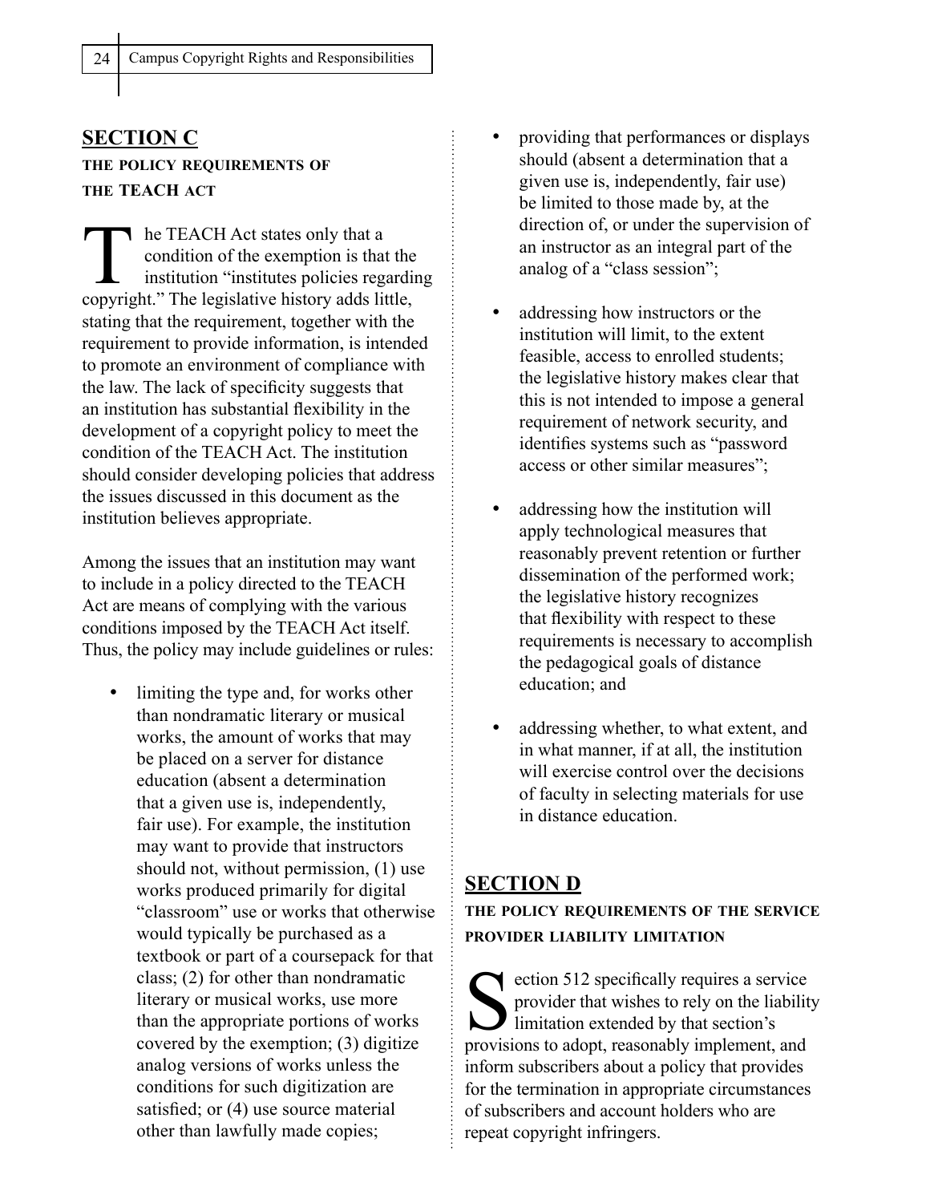## SECTION C

### THE POLICY REQUIREMENTS OF THE TEACH ACT

The TEACH Act states only that a condition of the exemption is that the institution "institutes policies regarding copyright." The legislative history adds little, stating that the requirement, together with the requirement to provide information, is intended to promote an environment of compliance with the law. The lack of specificity suggests that an institution has substantial flexibility in the development of a copyright policy to meet the condition of the TEACH Act. The institution should consider developing policies that address the issues discussed in this document as the institution believes appropriate.

Among the issues that an institution may want to include in a policy directed to the TEACH Act are means of complying with the various conditions imposed by the TEACH Act itself. Thus, the policy may include guidelines or rules:

- limiting the type and, for works other than nondramatic literary or musical works, the amount of works that may be placed on a server for distance education (absent a determination that a given use is, independently, fair use). For example, the institution may want to provide that instructors should not, without permission, (1) use works produced primarily for digital "classroom" use or works that otherwise would typically be purchased as a textbook or part of a coursepack for that class; (2) for other than nondramatic literary or musical works, use more than the appropriate portions of works covered by the exemption; (3) digitize analog versions of works unless the conditions for such digitization are satisfied; or (4) use source material other than lawfully made copies;
- providing that performances or displays should (absent a determination that a given use is, independently, fair use) be limited to those made by, at the direction of, or under the supervision of an instructor as an integral part of the analog of a "class session";
- addressing how instructors or the institution will limit, to the extent feasible, access to enrolled students; the legislative history makes clear that this is not intended to impose a general requirement of network security, and identifies systems such as "password access or other similar measures";
- addressing how the institution will apply technological measures that reasonably prevent retention or further dissemination of the performed work; the legislative history recognizes that flexibility with respect to these requirements is necessary to accomplish the pedagogical goals of distance education; and
- addressing whether, to what extent, and in what manner, if at all, the institution will exercise control over the decisions of faculty in selecting materials for use in distance education.

## SECTION D

### THE POLICY REQUIREMENTS OF THE SERVICE PROVIDER LIABILITY LIMITATION

Section 512 specifically requires a service provider that wishes to rely on the liability limitation extended by that section's provisions to adopt, reasonably implement, and inform subscribers about a policy that provides for the termination in appropriate circumstances of subscribers and account holders who are repeat copyright infringers.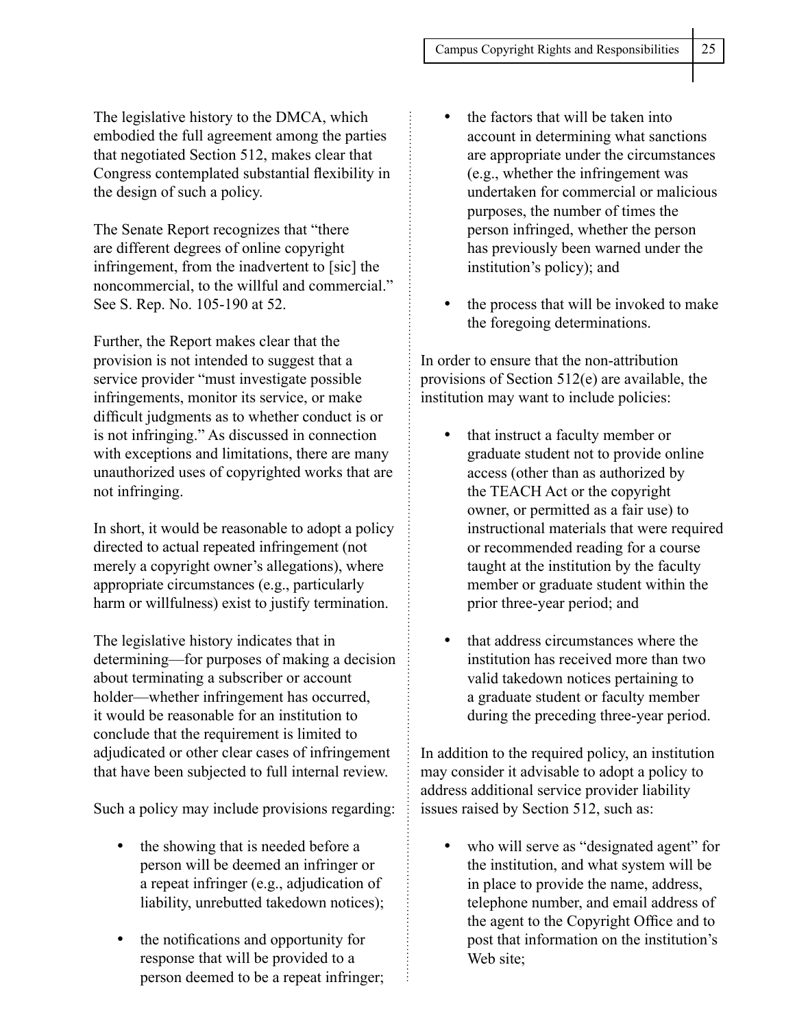The legislative history to the DMCA, which embodied the full agreement among the parties that negotiated Section 512, makes clear that Congress contemplated substantial flexibility in the design of such a policy.

The Senate Report recognizes that "there are different degrees of online copyright infringement, from the inadvertent to [sic] the noncommercial, to the willful and commercial." See S. Rep. No. 105-190 at 52.

Further, the Report makes clear that the provision is not intended to suggest that a service provider "must investigate possible infringements, monitor its service, or make difficult judgments as to whether conduct is or is not infringing." As discussed in connection with exceptions and limitations, there are many unauthorized uses of copyrighted works that are not infringing.

In short, it would be reasonable to adopt a policy directed to actual repeated infringement (not merely a copyright owner's allegations), where appropriate circumstances (e.g., particularly harm or willfulness) exist to justify termination.

The legislative history indicates that in determining—for purposes of making a decision about terminating a subscriber or account holder—whether infringement has occurred, it would be reasonable for an institution to conclude that the requirement is limited to adjudicated or other clear cases of infringement that have been subjected to full internal review.

Such a policy may include provisions regarding:

- the showing that is needed before a person will be deemed an infringer or a repeat infringer (e.g., adjudication of liability, unrebutted takedown notices);
- the notifications and opportunity for response that will be provided to a person deemed to be a repeat infringer;
- the factors that will be taken into account in determining what sanctions are appropriate under the circumstances (e.g., whether the infringement was undertaken for commercial or malicious purposes, the number of times the person infringed, whether the person has previously been warned under the institution's policy); and
- the process that will be invoked to make the foregoing determinations.

In order to ensure that the non-attribution provisions of Section 512(e) are available, the institution may want to include policies:

- that instruct a faculty member or graduate student not to provide online access (other than as authorized by the TEACH Act or the copyright owner, or permitted as a fair use) to instructional materials that were required or recommended reading for a course taught at the institution by the faculty member or graduate student within the prior three-year period; and
- that address circumstances where the institution has received more than two valid takedown notices pertaining to a graduate student or faculty member during the preceding three-year period.

In addition to the required policy, an institution may consider it advisable to adopt a policy to address additional service provider liability issues raised by Section 512, such as:

- who will serve as "designated agent" for the institution, and what system will be in place to provide the name, address, telephone number, and email address of the agent to the Copyright Office and to post that information on the institution's Web site;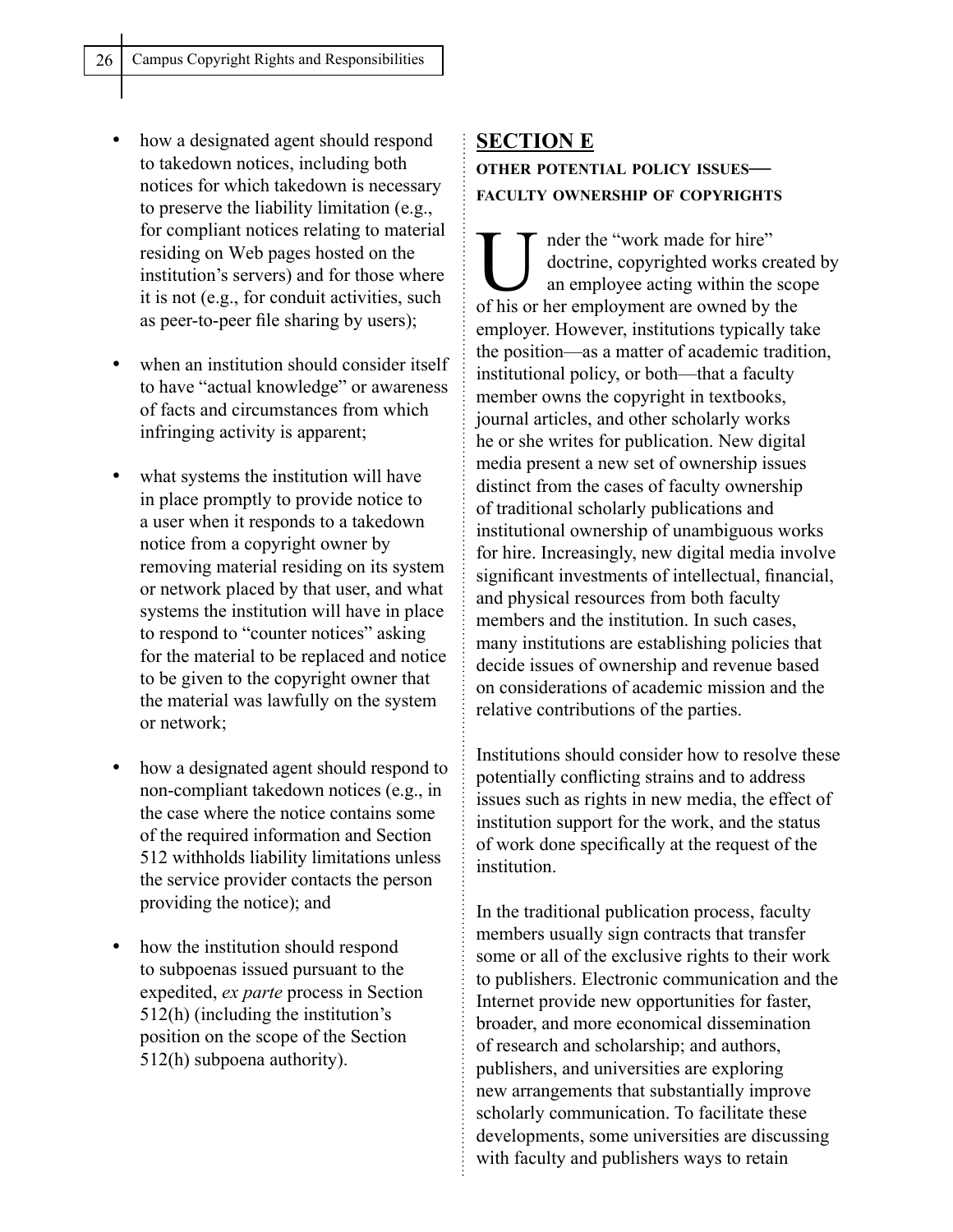- how a designated agent should respond to takedown notices, including both notices for which takedown is necessary to preserve the liability limitation (e.g., for compliant notices relating to material residing on Web pages hosted on the institution's servers) and for those where it is not (e.g., for conduit activities, such as peer-to-peer file sharing by users);

- when an institution should consider itself to have "actual knowledge" or awareness of facts and circumstances from which infringing activity is apparent;

- what systems the institution will have in place promptly to provide notice to a user when it responds to a takedown notice from a copyright owner by removing material residing on its system or network placed by that user, and what systems the institution will have in place to respond to "counter notices" asking for the material to be replaced and notice to be given to the copyright owner that the material was lawfully on the system or network;

- how a designated agent should respond to non-compliant takedown notices (e.g., in the case where the notice contains some of the required information and Section 512 withholds liability limitations unless the service provider contacts the person providing the notice); and

- how the institution should respond to subpoenas issued pursuant to the expedited, *ex parte* process in Section 512(h) (including the institution's position on the scope of the Section 512(h) subpoena authority).

## SECTION E

### OTHER POTENTIAL POLICY ISSUES—FACULTY OWNERSHIP OF COPYRIGHTS

Under the "work made for hire" doctrine, copyrighted works created by an employee acting within the scope of his or her employment are owned by the employer. However, institutions typically take the position—as a matter of academic tradition, institutional policy, or both—that a faculty member owns the copyright in textbooks, journal articles, and other scholarly works he or she writes for publication. New digital media present a new set of ownership issues distinct from the cases of faculty ownership of traditional scholarly publications and institutional ownership of unambiguous works for hire. Increasingly, new digital media involve significant investments of intellectual, financial, and physical resources from both faculty members and the institution. In such cases, many institutions are establishing policies that decide issues of ownership and revenue based on considerations of academic mission and the relative contributions of the parties.

Institutions should consider how to resolve these potentially conflicting strains and to address issues such as rights in new media, the effect of institution support for the work, and the status of work done specifically at the request of the institution.

In the traditional publication process, faculty members usually sign contracts that transfer some or all of the exclusive rights to their work to publishers. Electronic communication and the Internet provide new opportunities for faster, broader, and more economical dissemination of research and scholarship; and authors, publishers, and universities are exploring new arrangements that substantially improve scholarly communication. To facilitate these developments, some universities are discussing with faculty and publishers ways to retain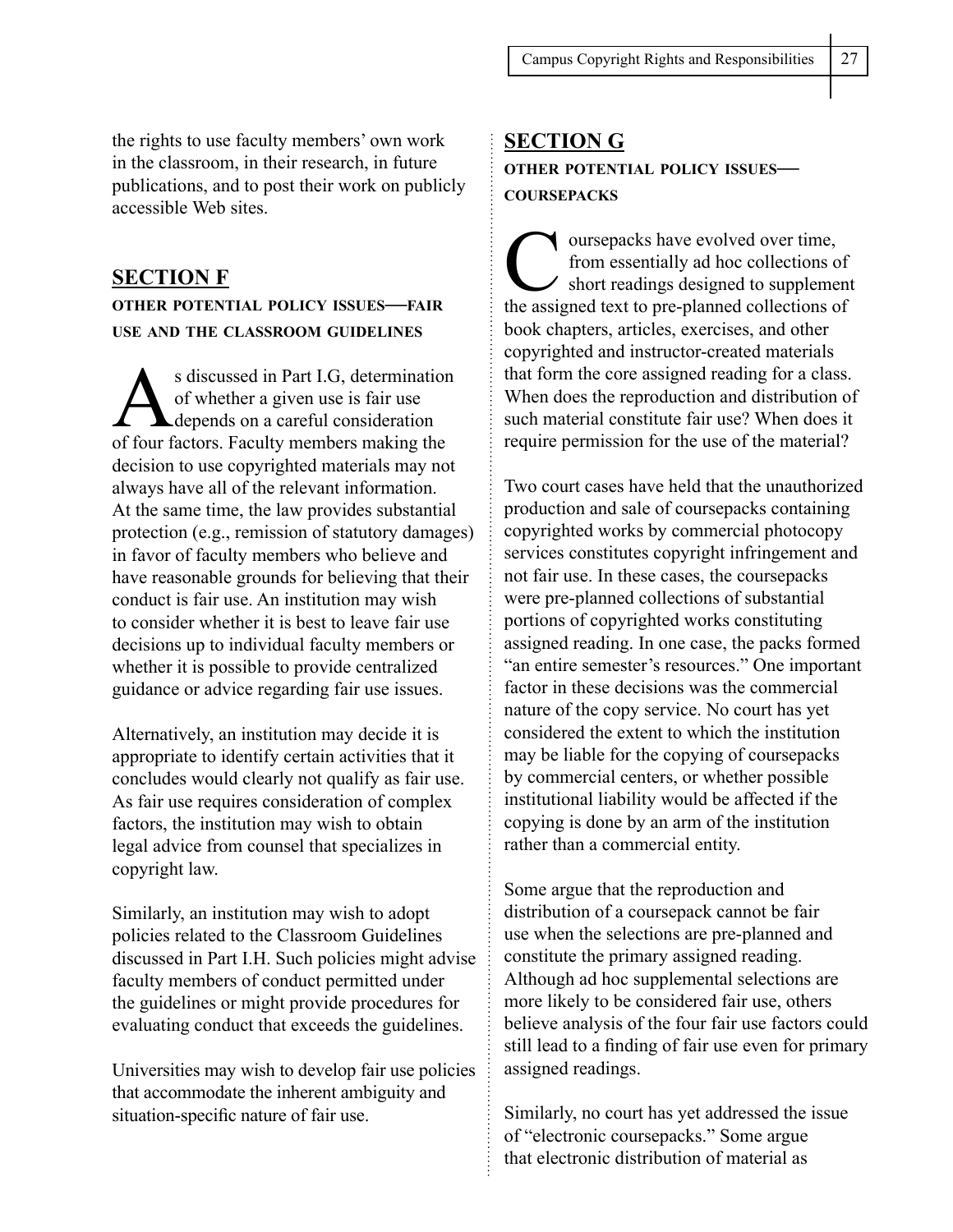the rights to use faculty members' own work in the classroom, in their research, in future publications, and to post their work on publicly accessible Web sites.

## SECTION F

### OTHER POTENTIAL POLICY ISSUES—FAIR USE AND THE CLASSROOM GUIDELINES

As discussed in Part I.G, determination of whether a given use is fair use depends on a careful consideration of four factors. Faculty members making the decision to use copyrighted materials may not always have all of the relevant information. At the same time, the law provides substantial protection (e.g., remission of statutory damages) in favor of faculty members who believe and have reasonable grounds for believing that their conduct is fair use. An institution may wish to consider whether it is best to leave fair use decisions up to individual faculty members or whether it is possible to provide centralized guidance or advice regarding fair use issues.

Alternatively, an institution may decide it is appropriate to identify certain activities that it concludes would clearly not qualify as fair use. As fair use requires consideration of complex factors, the institution may wish to obtain legal advice from counsel that specializes in copyright law.

Similarly, an institution may wish to adopt policies related to the Classroom Guidelines discussed in Part I.H. Such policies might advise faculty members of conduct permitted under the guidelines or might provide procedures for evaluating conduct that exceeds the guidelines.

Universities may wish to develop fair use policies that accommodate the inherent ambiguity and situation-specific nature of fair use.

## SECTION G

### OTHER POTENTIAL POLICY ISSUES—COURSEPACKS

Coursepacks have evolved over time, from essentially ad hoc collections of short readings designed to supplement the assigned text to pre-planned collections of book chapters, articles, exercises, and other copyrighted and instructor-created materials that form the core assigned reading for a class. When does the reproduction and distribution of such material constitute fair use? When does it require permission for the use of the material?

Two court cases have held that the unauthorized production and sale of coursepacks containing copyrighted works by commercial photocopy services constitutes copyright infringement and not fair use. In these cases, the coursepacks were pre-planned collections of substantial portions of copyrighted works constituting assigned reading. In one case, the packs formed "an entire semester's resources." One important factor in these decisions was the commercial nature of the copy service. No court has yet considered the extent to which the institution may be liable for the copying of coursepacks by commercial centers, or whether possible institutional liability would be affected if the copying is done by an arm of the institution rather than a commercial entity.

Some argue that the reproduction and distribution of a coursepack cannot be fair use when the selections are pre-planned and constitute the primary assigned reading. Although ad hoc supplemental selections are more likely to be considered fair use, others believe analysis of the four fair use factors could still lead to a finding of fair use even for primary assigned readings.

Similarly, no court has yet addressed the issue of "electronic coursepacks." Some argue that electronic distribution of material as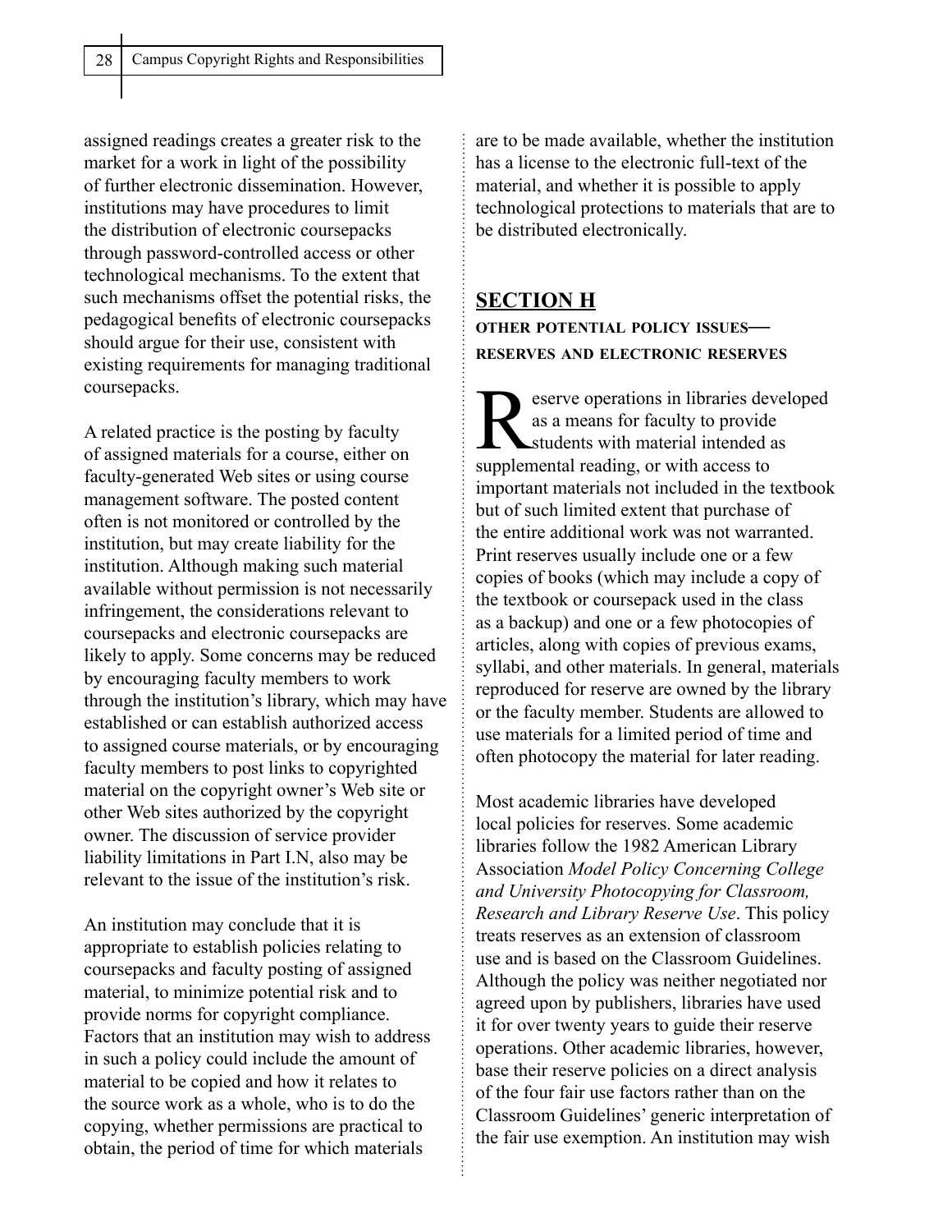assigned readings creates a greater risk to the market for a work in light of the possibility of further electronic dissemination. However, institutions may have procedures to limit the distribution of electronic coursepacks through password-controlled access or other technological mechanisms. To the extent that such mechanisms offset the potential risks, the pedagogical benefits of electronic coursepacks should argue for their use, consistent with existing requirements for managing traditional coursepacks.

A related practice is the posting by faculty of assigned materials for a course, either on faculty-generated Web sites or using course management software. The posted content often is not monitored or controlled by the institution, but may create liability for the institution. Although making such material available without permission is not necessarily infringement, the considerations relevant to coursepacks and electronic coursepacks are likely to apply. Some concerns may be reduced by encouraging faculty members to work through the institution's library, which may have established or can establish authorized access to assigned course materials, or by encouraging faculty members to post links to copyrighted material on the copyright owner's Web site or other Web sites authorized by the copyright owner. The discussion of service provider liability limitations in Part I.N, also may be relevant to the issue of the institution's risk.

An institution may conclude that it is appropriate to establish policies relating to coursepacks and faculty posting of assigned material, to minimize potential risk and to provide norms for copyright compliance. Factors that an institution may wish to address in such a policy could include the amount of material to be copied and how it relates to the source work as a whole, who is to do the copying, whether permissions are practical to obtain, the period of time for which materials are to be made available, whether the institution has a license to the electronic full-text of the material, and whether it is possible to apply technological protections to materials that are to be distributed electronically.

## SECTION H

### OTHER POTENTIAL POLICY ISSUES—RESERVES AND ELECTRONIC RESERVES

Reserve operations in libraries developed as a means for faculty to provide students with material intended as supplemental reading, or with access to important materials not included in the textbook but of such limited extent that purchase of the entire additional work was not warranted. Print reserves usually include one or a few copies of books (which may include a copy of the textbook or coursepack used in the class as a backup) and one or a few photocopies of articles, along with copies of previous exams, syllabi, and other materials. In general, materials reproduced for reserve are owned by the library or the faculty member. Students are allowed to use materials for a limited period of time and often photocopy the material for later reading.

Most academic libraries have developed local policies for reserves. Some academic libraries follow the 1982 American Library Association *Model Policy Concerning College and University Photocopying for Classroom, Research and Library Reserve Use*. This policy treats reserves as an extension of classroom use and is based on the Classroom Guidelines. Although the policy was neither negotiated nor agreed upon by publishers, libraries have used it for over twenty years to guide their reserve operations. Other academic libraries, however, base their reserve policies on a direct analysis of the four fair use factors rather than on the Classroom Guidelines' generic interpretation of the fair use exemption. An institution may wish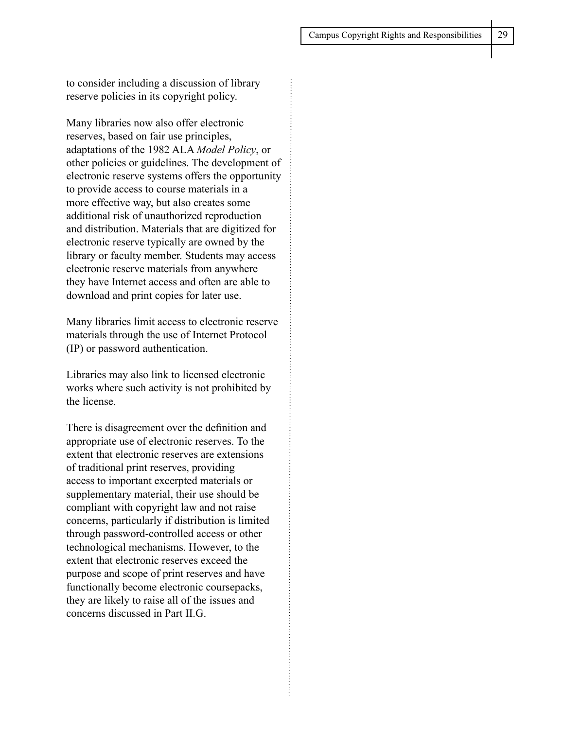to consider including a discussion of library reserve policies in its copyright policy.

Many libraries now also offer electronic reserves, based on fair use principles, adaptations of the 1982 ALA *Model Policy*, or other policies or guidelines. The development of electronic reserve systems offers the opportunity to provide access to course materials in a more effective way, but also creates some additional risk of unauthorized reproduction and distribution. Materials that are digitized for electronic reserve typically are owned by the library or faculty member. Students may access electronic reserve materials from anywhere they have Internet access and often are able to download and print copies for later use.

Many libraries limit access to electronic reserve materials through the use of Internet Protocol (IP) or password authentication.

Libraries may also link to licensed electronic works where such activity is not prohibited by the license.

There is disagreement over the definition and appropriate use of electronic reserves. To the extent that electronic reserves are extensions of traditional print reserves, providing access to important excerpted materials or supplementary material, their use should be compliant with copyright law and not raise concerns, particularly if distribution is limited through password-controlled access or other technological mechanisms. However, to the extent that electronic reserves exceed the purpose and scope of print reserves and have functionally become electronic coursepacks, they are likely to raise all of the issues and concerns discussed in Part II.G.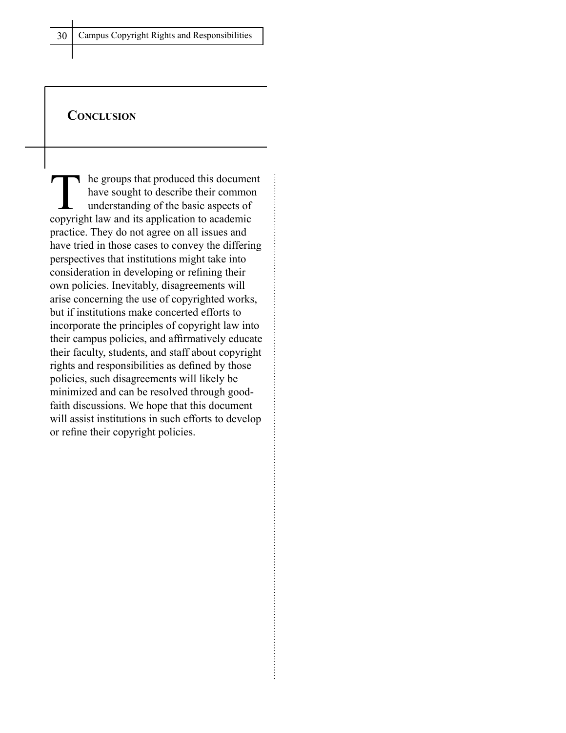## Conclusion

The groups that produced this document have sought to describe their common understanding of the basic aspects of copyright law and its application to academic practice. They do not agree on all issues and have tried in those cases to convey the differing perspectives that institutions might take into consideration in developing or refining their own policies. Inevitably, disagreements will arise concerning the use of copyrighted works, but if institutions make concerted efforts to incorporate the principles of copyright law into their campus policies, and affirmatively educate their faculty, students, and staff about copyright rights and responsibilities as defined by those policies, such disagreements will likely be minimized and can be resolved through good-faith discussions. We hope that this document will assist institutions in such efforts to develop or refine their copyright policies.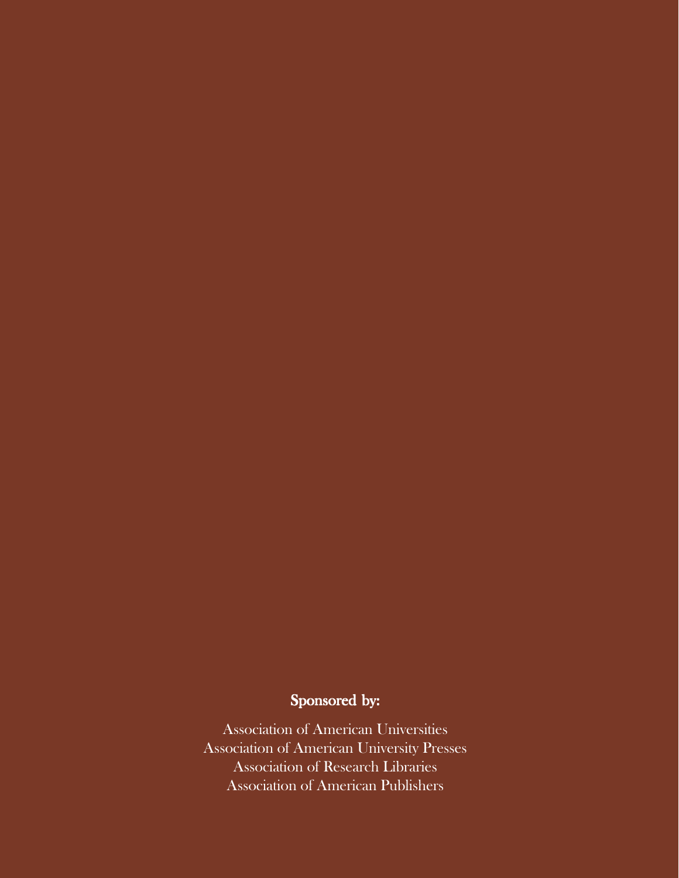**Sponsored by:**

Association of American Universities
Association of American University Presses
Association of Research Libraries
Association of American Publishers